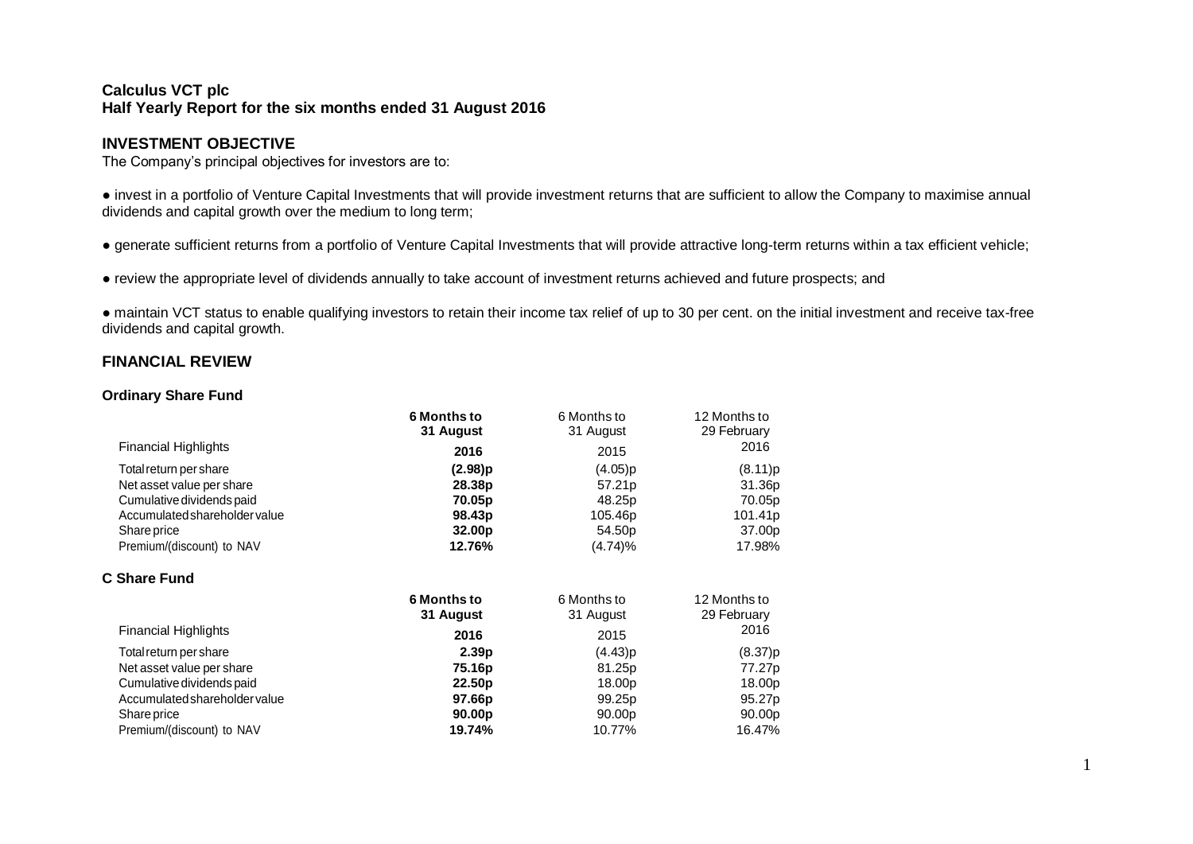## Calculus VCT plc
## Half Yearly Report for the six months ended 31 August 2016

### INVESTMENT OBJECTIVE

The Company's principal objectives for investors are to:

- invest in a portfolio of Venture Capital Investments that will provide investment returns that are sufficient to allow the Company to maximise annual dividends and capital growth over the medium to long term;
- generate sufficient returns from a portfolio of Venture Capital Investments that will provide attractive long-term returns within a tax efficient vehicle;
- review the appropriate level of dividends annually to take account of investment returns achieved and future prospects; and
- maintain VCT status to enable qualifying investors to retain their income tax relief of up to 30 per cent. on the initial investment and receive tax-free dividends and capital growth.

### FINANCIAL REVIEW

#### Ordinary Share Fund

| Financial Highlights | **6 Months to 31 August 2016** | 6 Months to 31 August 2015 | 12 Months to 29 February 2016 |
|---|---|---|---|
| Total return per share | **(2.98)p** | (4.05)p | (8.11)p |
| Net asset value per share | **28.38p** | 57.21p | 31.36p |
| Cumulative dividends paid | **70.05p** | 48.25p | 70.05p |
| Accumulated shareholder value | **98.43p** | 105.46p | 101.41p |
| Share price | **32.00p** | 54.50p | 37.00p |
| Premium/(discount) to NAV | **12.76%** | (4.74)% | 17.98% |

#### C Share Fund

| Financial Highlights | **6 Months to 31 August 2016** | 6 Months to 31 August 2015 | 12 Months to 29 February 2016 |
|---|---|---|---|
| Total return per share | **2.39p** | (4.43)p | (8.37)p |
| Net asset value per share | **75.16p** | 81.25p | 77.27p |
| Cumulative dividends paid | **22.50p** | 18.00p | 18.00p |
| Accumulated shareholder value | **97.66p** | 99.25p | 95.27p |
| Share price | **90.00p** | 90.00p | 90.00p |
| Premium/(discount) to NAV | **19.74%** | 10.77% | 16.47% |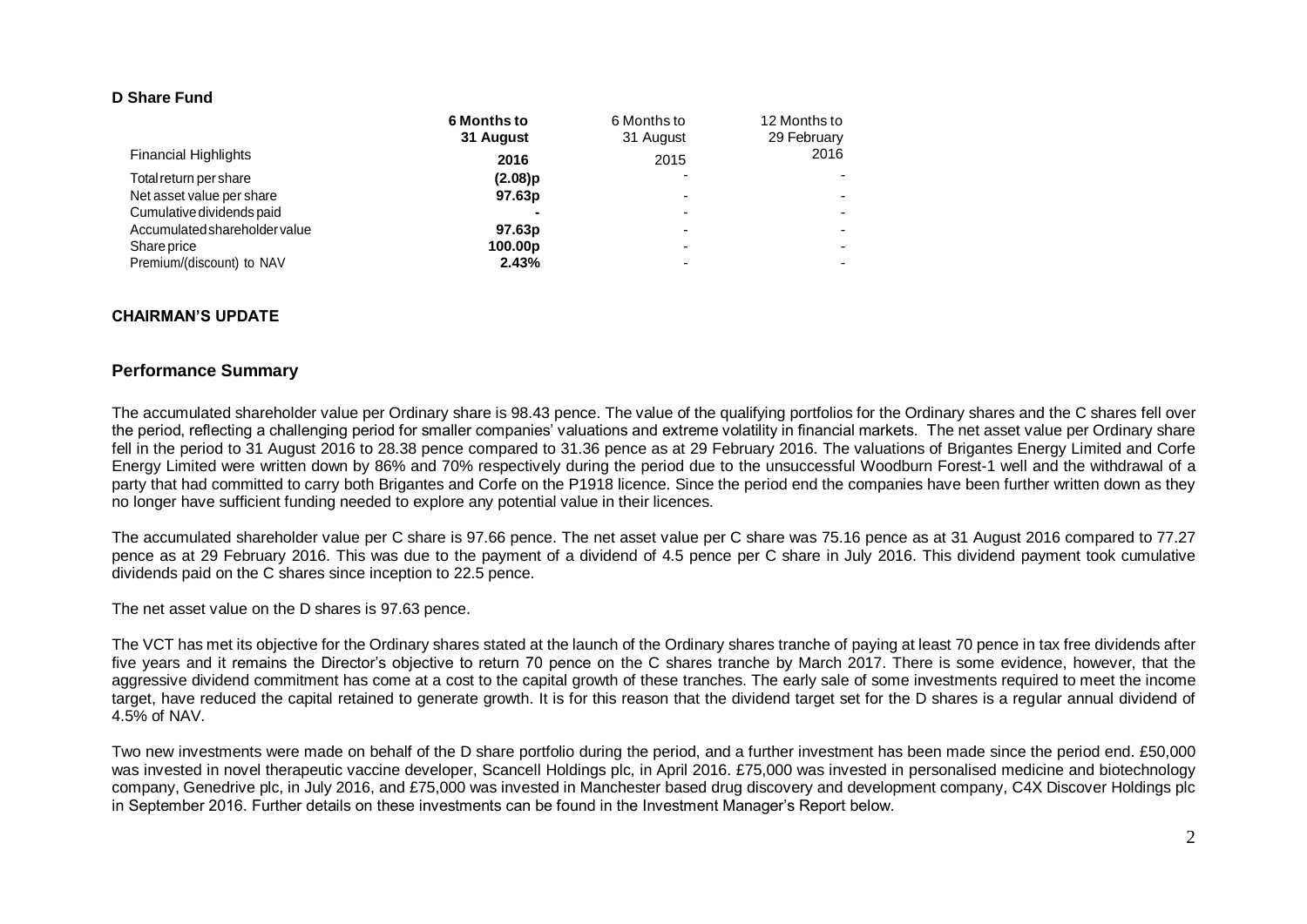**D Share Fund**

| Financial Highlights | **6 Months to 31 August 2016** | 6 Months to 31 August 2015 | 12 Months to 29 February 2016 |
|---|---|---|---|
| Total return per share | **(2.08)p** | - | - |
| Net asset value per share | **97.63p** | - | - |
| Cumulative dividends paid | **-** | - | - |
| Accumulated shareholder value | **97.63p** | - | - |
| Share price | **100.00p** | - | - |
| Premium/(discount) to NAV | **2.43%** | - | - |

**CHAIRMAN'S UPDATE**

## Performance Summary

The accumulated shareholder value per Ordinary share is 98.43 pence. The value of the qualifying portfolios for the Ordinary shares and the C shares fell over the period, reflecting a challenging period for smaller companies' valuations and extreme volatility in financial markets. The net asset value per Ordinary share fell in the period to 31 August 2016 to 28.38 pence compared to 31.36 pence as at 29 February 2016. The valuations of Brigantes Energy Limited and Corfe Energy Limited were written down by 86% and 70% respectively during the period due to the unsuccessful Woodburn Forest-1 well and the withdrawal of a party that had committed to carry both Brigantes and Corfe on the P1918 licence. Since the period end the companies have been further written down as they no longer have sufficient funding needed to explore any potential value in their licences.

The accumulated shareholder value per C share is 97.66 pence. The net asset value per C share was 75.16 pence as at 31 August 2016 compared to 77.27 pence as at 29 February 2016. This was due to the payment of a dividend of 4.5 pence per C share in July 2016. This dividend payment took cumulative dividends paid on the C shares since inception to 22.5 pence.

The net asset value on the D shares is 97.63 pence.

The VCT has met its objective for the Ordinary shares stated at the launch of the Ordinary shares tranche of paying at least 70 pence in tax free dividends after five years and it remains the Director's objective to return 70 pence on the C shares tranche by March 2017. There is some evidence, however, that the aggressive dividend commitment has come at a cost to the capital growth of these tranches. The early sale of some investments required to meet the income target, have reduced the capital retained to generate growth. It is for this reason that the dividend target set for the D shares is a regular annual dividend of 4.5% of NAV.

Two new investments were made on behalf of the D share portfolio during the period, and a further investment has been made since the period end. £50,000 was invested in novel therapeutic vaccine developer, Scancell Holdings plc, in April 2016. £75,000 was invested in personalised medicine and biotechnology company, Genedrive plc, in July 2016, and £75,000 was invested in Manchester based drug discovery and development company, C4X Discover Holdings plc in September 2016. Further details on these investments can be found in the Investment Manager's Report below.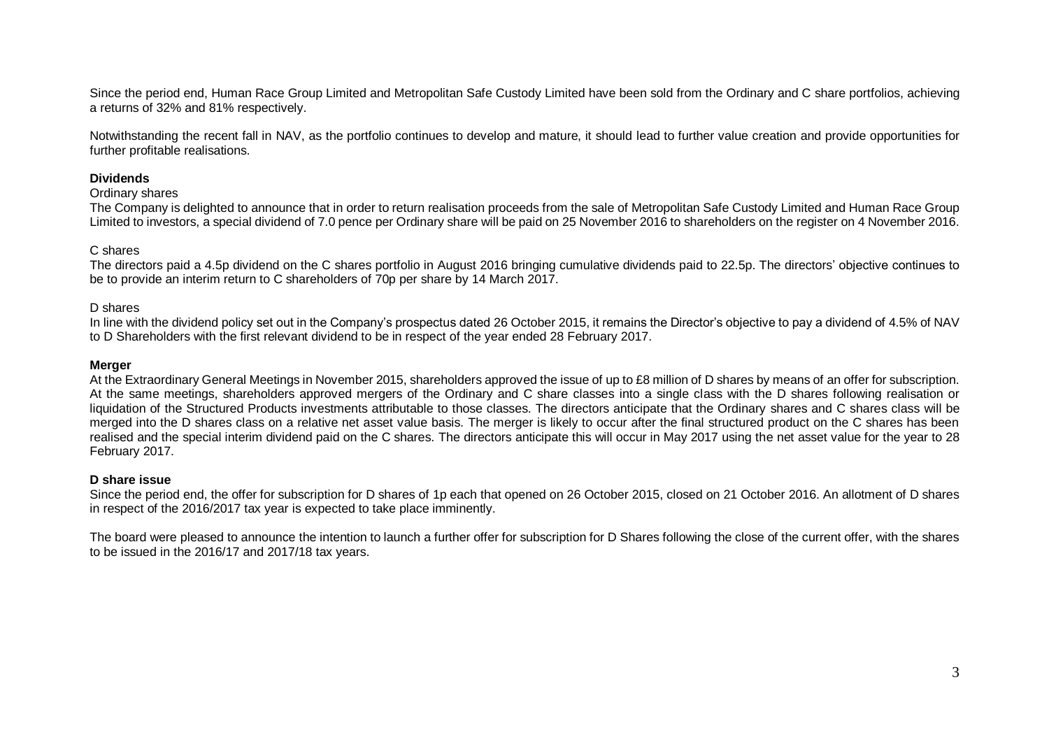Since the period end, Human Race Group Limited and Metropolitan Safe Custody Limited have been sold from the Ordinary and C share portfolios, achieving a returns of 32% and 81% respectively.

Notwithstanding the recent fall in NAV, as the portfolio continues to develop and mature, it should lead to further value creation and provide opportunities for further profitable realisations.

**Dividends**

Ordinary shares

The Company is delighted to announce that in order to return realisation proceeds from the sale of Metropolitan Safe Custody Limited and Human Race Group Limited to investors, a special dividend of 7.0 pence per Ordinary share will be paid on 25 November 2016 to shareholders on the register on 4 November 2016.

C shares

The directors paid a 4.5p dividend on the C shares portfolio in August 2016 bringing cumulative dividends paid to 22.5p. The directors' objective continues to be to provide an interim return to C shareholders of 70p per share by 14 March 2017.

D shares

In line with the dividend policy set out in the Company's prospectus dated 26 October 2015, it remains the Director's objective to pay a dividend of 4.5% of NAV to D Shareholders with the first relevant dividend to be in respect of the year ended 28 February 2017.

**Merger**

At the Extraordinary General Meetings in November 2015, shareholders approved the issue of up to £8 million of D shares by means of an offer for subscription. At the same meetings, shareholders approved mergers of the Ordinary and C share classes into a single class with the D shares following realisation or liquidation of the Structured Products investments attributable to those classes. The directors anticipate that the Ordinary shares and C shares class will be merged into the D shares class on a relative net asset value basis. The merger is likely to occur after the final structured product on the C shares has been realised and the special interim dividend paid on the C shares. The directors anticipate this will occur in May 2017 using the net asset value for the year to 28 February 2017.

**D share issue**

Since the period end, the offer for subscription for D shares of 1p each that opened on 26 October 2015, closed on 21 October 2016. An allotment of D shares in respect of the 2016/2017 tax year is expected to take place imminently.

The board were pleased to announce the intention to launch a further offer for subscription for D Shares following the close of the current offer, with the shares to be issued in the 2016/17 and 2017/18 tax years.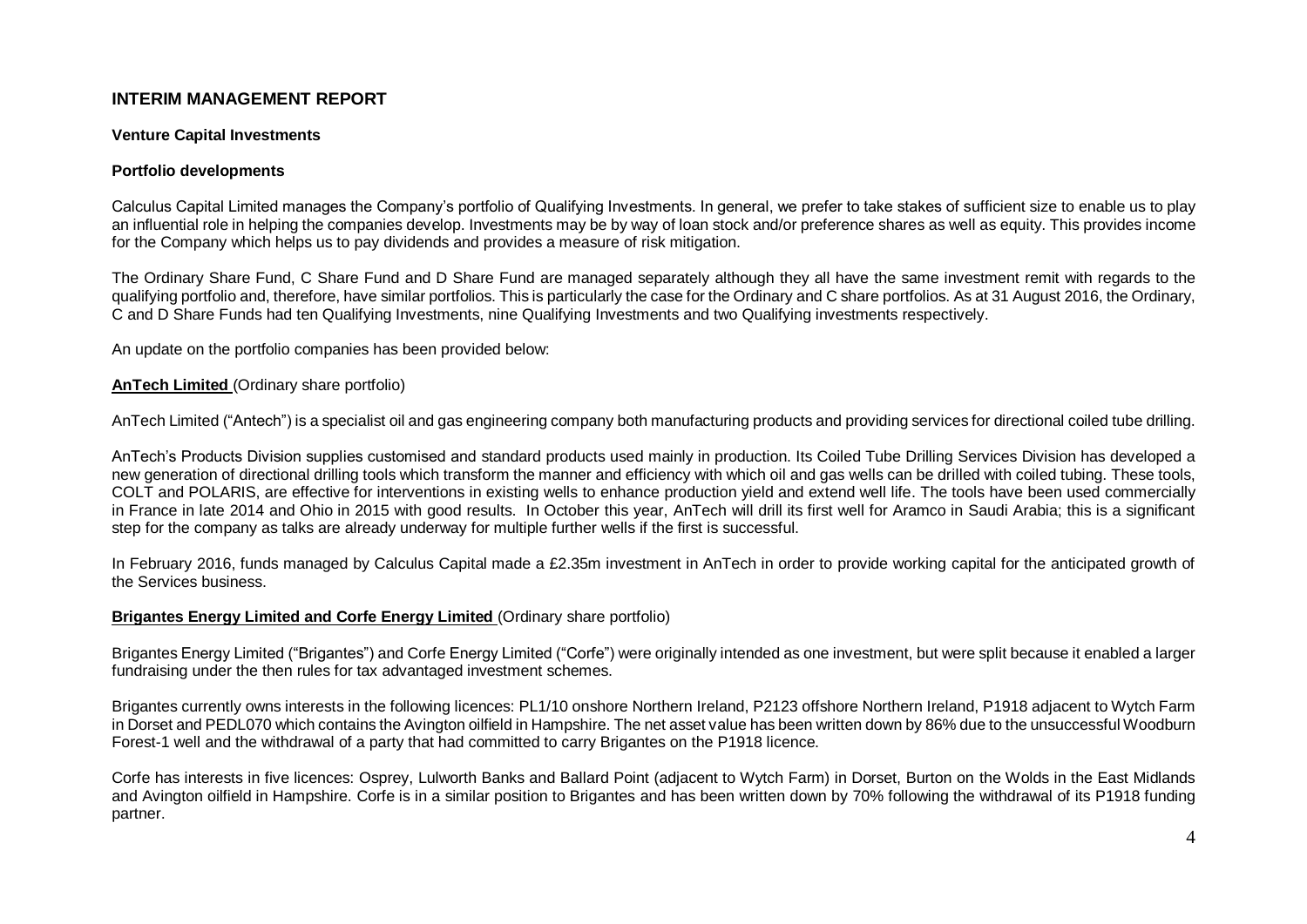## INTERIM MANAGEMENT REPORT

### Venture Capital Investments

#### Portfolio developments

Calculus Capital Limited manages the Company's portfolio of Qualifying Investments. In general, we prefer to take stakes of sufficient size to enable us to play an influential role in helping the companies develop. Investments may be by way of loan stock and/or preference shares as well as equity. This provides income for the Company which helps us to pay dividends and provides a measure of risk mitigation.

The Ordinary Share Fund, C Share Fund and D Share Fund are managed separately although they all have the same investment remit with regards to the qualifying portfolio and, therefore, have similar portfolios. This is particularly the case for the Ordinary and C share portfolios. As at 31 August 2016, the Ordinary, C and D Share Funds had ten Qualifying Investments, nine Qualifying Investments and two Qualifying investments respectively.

An update on the portfolio companies has been provided below:

**AnTech Limited** (Ordinary share portfolio)

AnTech Limited ("Antech") is a specialist oil and gas engineering company both manufacturing products and providing services for directional coiled tube drilling.

AnTech's Products Division supplies customised and standard products used mainly in production. Its Coiled Tube Drilling Services Division has developed a new generation of directional drilling tools which transform the manner and efficiency with which oil and gas wells can be drilled with coiled tubing. These tools, COLT and POLARIS, are effective for interventions in existing wells to enhance production yield and extend well life. The tools have been used commercially in France in late 2014 and Ohio in 2015 with good results. In October this year, AnTech will drill its first well for Aramco in Saudi Arabia; this is a significant step for the company as talks are already underway for multiple further wells if the first is successful.

In February 2016, funds managed by Calculus Capital made a £2.35m investment in AnTech in order to provide working capital for the anticipated growth of the Services business.

**Brigantes Energy Limited and Corfe Energy Limited** (Ordinary share portfolio)

Brigantes Energy Limited ("Brigantes") and Corfe Energy Limited ("Corfe") were originally intended as one investment, but were split because it enabled a larger fundraising under the then rules for tax advantaged investment schemes.

Brigantes currently owns interests in the following licences: PL1/10 onshore Northern Ireland, P2123 offshore Northern Ireland, P1918 adjacent to Wytch Farm in Dorset and PEDL070 which contains the Avington oilfield in Hampshire. The net asset value has been written down by 86% due to the unsuccessful Woodburn Forest-1 well and the withdrawal of a party that had committed to carry Brigantes on the P1918 licence.

Corfe has interests in five licences: Osprey, Lulworth Banks and Ballard Point (adjacent to Wytch Farm) in Dorset, Burton on the Wolds in the East Midlands and Avington oilfield in Hampshire. Corfe is in a similar position to Brigantes and has been written down by 70% following the withdrawal of its P1918 funding partner.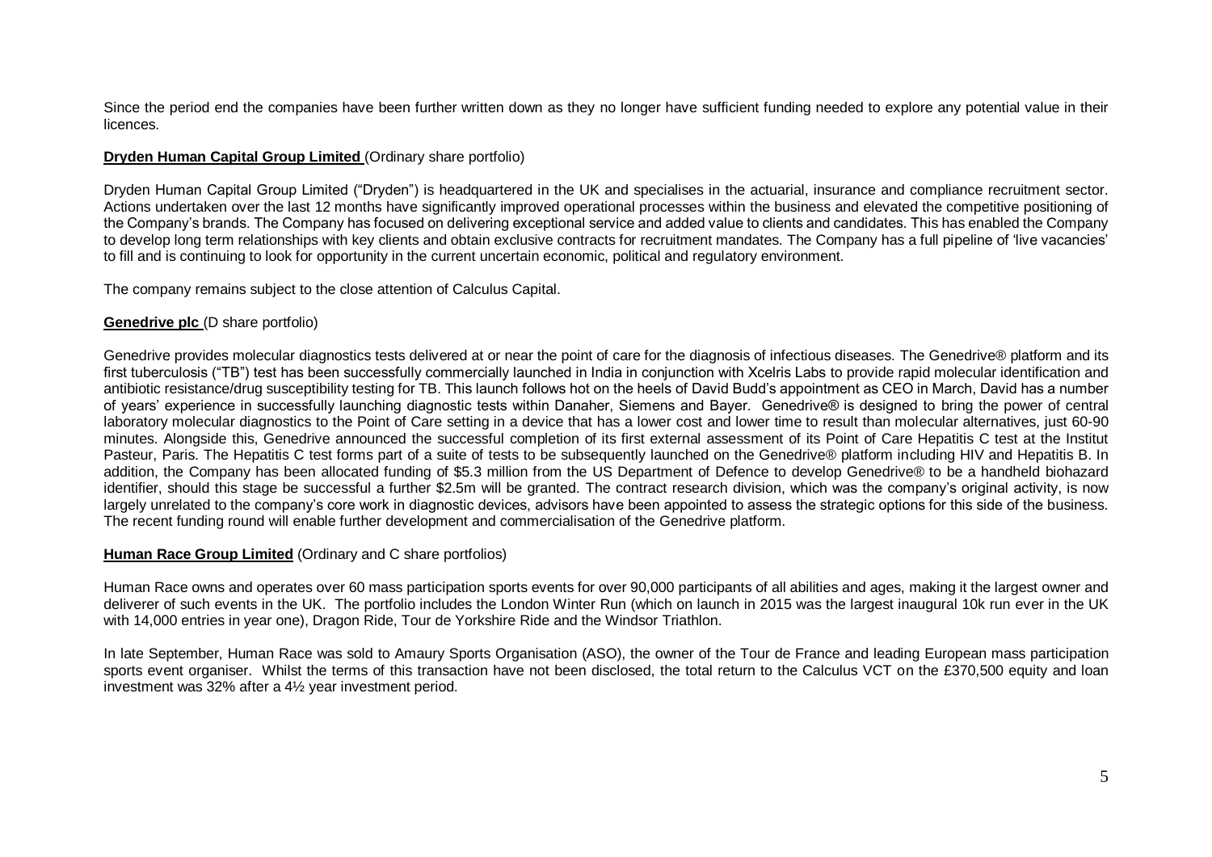Since the period end the companies have been further written down as they no longer have sufficient funding needed to explore any potential value in their licences.

**Dryden Human Capital Group Limited** (Ordinary share portfolio)

Dryden Human Capital Group Limited ("Dryden") is headquartered in the UK and specialises in the actuarial, insurance and compliance recruitment sector. Actions undertaken over the last 12 months have significantly improved operational processes within the business and elevated the competitive positioning of the Company's brands. The Company has focused on delivering exceptional service and added value to clients and candidates. This has enabled the Company to develop long term relationships with key clients and obtain exclusive contracts for recruitment mandates. The Company has a full pipeline of 'live vacancies' to fill and is continuing to look for opportunity in the current uncertain economic, political and regulatory environment.

The company remains subject to the close attention of Calculus Capital.

**Genedrive plc** (D share portfolio)

Genedrive provides molecular diagnostics tests delivered at or near the point of care for the diagnosis of infectious diseases. The Genedrive® platform and its first tuberculosis ("TB") test has been successfully commercially launched in India in conjunction with Xcelris Labs to provide rapid molecular identification and antibiotic resistance/drug susceptibility testing for TB. This launch follows hot on the heels of David Budd's appointment as CEO in March, David has a number of years' experience in successfully launching diagnostic tests within Danaher, Siemens and Bayer. Genedrive® is designed to bring the power of central laboratory molecular diagnostics to the Point of Care setting in a device that has a lower cost and lower time to result than molecular alternatives, just 60-90 minutes. Alongside this, Genedrive announced the successful completion of its first external assessment of its Point of Care Hepatitis C test at the Institut Pasteur, Paris. The Hepatitis C test forms part of a suite of tests to be subsequently launched on the Genedrive® platform including HIV and Hepatitis B. In addition, the Company has been allocated funding of $5.3 million from the US Department of Defence to develop Genedrive® to be a handheld biohazard identifier, should this stage be successful a further $2.5m will be granted. The contract research division, which was the company's original activity, is now largely unrelated to the company's core work in diagnostic devices, advisors have been appointed to assess the strategic options for this side of the business. The recent funding round will enable further development and commercialisation of the Genedrive platform.

**Human Race Group Limited** (Ordinary and C share portfolios)

Human Race owns and operates over 60 mass participation sports events for over 90,000 participants of all abilities and ages, making it the largest owner and deliverer of such events in the UK. The portfolio includes the London Winter Run (which on launch in 2015 was the largest inaugural 10k run ever in the UK with 14,000 entries in year one), Dragon Ride, Tour de Yorkshire Ride and the Windsor Triathlon.

In late September, Human Race was sold to Amaury Sports Organisation (ASO), the owner of the Tour de France and leading European mass participation sports event organiser. Whilst the terms of this transaction have not been disclosed, the total return to the Calculus VCT on the £370,500 equity and loan investment was 32% after a 4½ year investment period.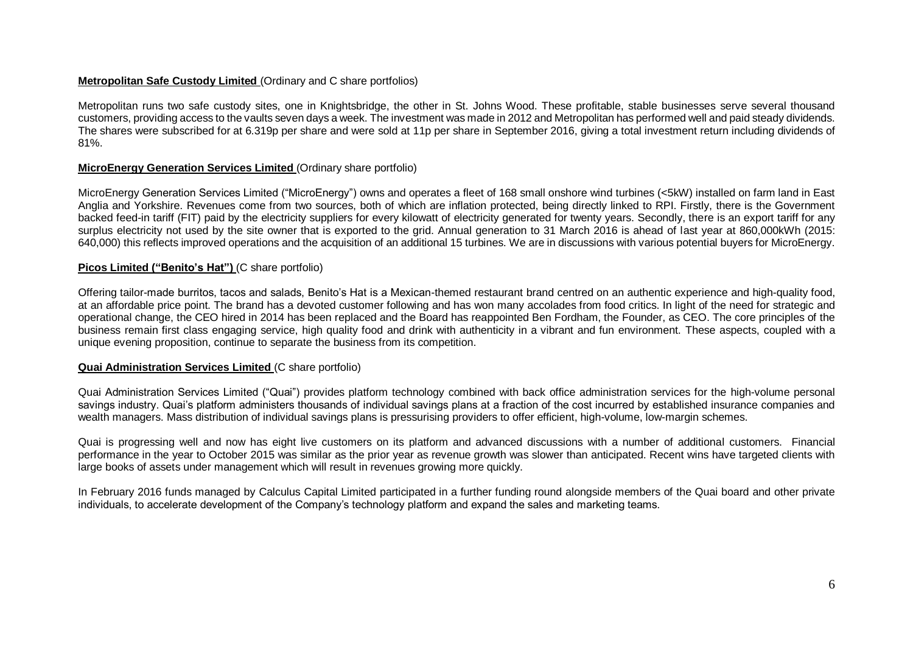**Metropolitan Safe Custody Limited** (Ordinary and C share portfolios)

Metropolitan runs two safe custody sites, one in Knightsbridge, the other in St. Johns Wood. These profitable, stable businesses serve several thousand customers, providing access to the vaults seven days a week. The investment was made in 2012 and Metropolitan has performed well and paid steady dividends. The shares were subscribed for at 6.319p per share and were sold at 11p per share in September 2016, giving a total investment return including dividends of 81%.

**MicroEnergy Generation Services Limited** (Ordinary share portfolio)

MicroEnergy Generation Services Limited ("MicroEnergy") owns and operates a fleet of 168 small onshore wind turbines (<5kW) installed on farm land in East Anglia and Yorkshire. Revenues come from two sources, both of which are inflation protected, being directly linked to RPI. Firstly, there is the Government backed feed-in tariff (FIT) paid by the electricity suppliers for every kilowatt of electricity generated for twenty years. Secondly, there is an export tariff for any surplus electricity not used by the site owner that is exported to the grid. Annual generation to 31 March 2016 is ahead of last year at 860,000kWh (2015: 640,000) this reflects improved operations and the acquisition of an additional 15 turbines. We are in discussions with various potential buyers for MicroEnergy.

**Picos Limited ("Benito's Hat")** (C share portfolio)

Offering tailor-made burritos, tacos and salads, Benito's Hat is a Mexican-themed restaurant brand centred on an authentic experience and high-quality food, at an affordable price point. The brand has a devoted customer following and has won many accolades from food critics. In light of the need for strategic and operational change, the CEO hired in 2014 has been replaced and the Board has reappointed Ben Fordham, the Founder, as CEO. The core principles of the business remain first class engaging service, high quality food and drink with authenticity in a vibrant and fun environment. These aspects, coupled with a unique evening proposition, continue to separate the business from its competition.

**Quai Administration Services Limited** (C share portfolio)

Quai Administration Services Limited ("Quai") provides platform technology combined with back office administration services for the high-volume personal savings industry. Quai's platform administers thousands of individual savings plans at a fraction of the cost incurred by established insurance companies and wealth managers. Mass distribution of individual savings plans is pressurising providers to offer efficient, high-volume, low-margin schemes.

Quai is progressing well and now has eight live customers on its platform and advanced discussions with a number of additional customers. Financial performance in the year to October 2015 was similar as the prior year as revenue growth was slower than anticipated. Recent wins have targeted clients with large books of assets under management which will result in revenues growing more quickly.

In February 2016 funds managed by Calculus Capital Limited participated in a further funding round alongside members of the Quai board and other private individuals, to accelerate development of the Company's technology platform and expand the sales and marketing teams.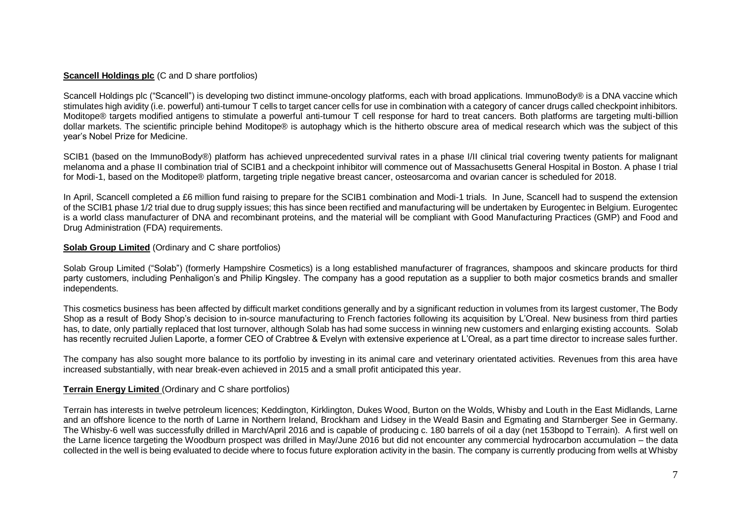**Scancell Holdings plc** (C and D share portfolios)

Scancell Holdings plc ("Scancell") is developing two distinct immune-oncology platforms, each with broad applications. ImmunoBody® is a DNA vaccine which stimulates high avidity (i.e. powerful) anti-tumour T cells to target cancer cells for use in combination with a category of cancer drugs called checkpoint inhibitors. Moditope® targets modified antigens to stimulate a powerful anti-tumour T cell response for hard to treat cancers. Both platforms are targeting multi-billion dollar markets. The scientific principle behind Moditope® is autophagy which is the hitherto obscure area of medical research which was the subject of this year's Nobel Prize for Medicine.

SCIB1 (based on the ImmunoBody®) platform has achieved unprecedented survival rates in a phase I/II clinical trial covering twenty patients for malignant melanoma and a phase II combination trial of SCIB1 and a checkpoint inhibitor will commence out of Massachusetts General Hospital in Boston. A phase I trial for Modi-1, based on the Moditope® platform, targeting triple negative breast cancer, osteosarcoma and ovarian cancer is scheduled for 2018.

In April, Scancell completed a £6 million fund raising to prepare for the SCIB1 combination and Modi-1 trials. In June, Scancell had to suspend the extension of the SCIB1 phase 1/2 trial due to drug supply issues; this has since been rectified and manufacturing will be undertaken by Eurogentec in Belgium. Eurogentec is a world class manufacturer of DNA and recombinant proteins, and the material will be compliant with Good Manufacturing Practices (GMP) and Food and Drug Administration (FDA) requirements.

**Solab Group Limited** (Ordinary and C share portfolios)

Solab Group Limited ("Solab") (formerly Hampshire Cosmetics) is a long established manufacturer of fragrances, shampoos and skincare products for third party customers, including Penhaligon's and Philip Kingsley. The company has a good reputation as a supplier to both major cosmetics brands and smaller independents.

This cosmetics business has been affected by difficult market conditions generally and by a significant reduction in volumes from its largest customer, The Body Shop as a result of Body Shop's decision to in-source manufacturing to French factories following its acquisition by L'Oreal. New business from third parties has, to date, only partially replaced that lost turnover, although Solab has had some success in winning new customers and enlarging existing accounts. Solab has recently recruited Julien Laporte, a former CEO of Crabtree & Evelyn with extensive experience at L'Oreal, as a part time director to increase sales further.

The company has also sought more balance to its portfolio by investing in its animal care and veterinary orientated activities. Revenues from this area have increased substantially, with near break-even achieved in 2015 and a small profit anticipated this year.

**Terrain Energy Limited** (Ordinary and C share portfolios)

Terrain has interests in twelve petroleum licences; Keddington, Kirklington, Dukes Wood, Burton on the Wolds, Whisby and Louth in the East Midlands, Larne and an offshore licence to the north of Larne in Northern Ireland, Brockham and Lidsey in the Weald Basin and Egmating and Starnberger See in Germany. The Whisby-6 well was successfully drilled in March/April 2016 and is capable of producing c. 180 barrels of oil a day (net 153bopd to Terrain). A first well on the Larne licence targeting the Woodburn prospect was drilled in May/June 2016 but did not encounter any commercial hydrocarbon accumulation – the data collected in the well is being evaluated to decide where to focus future exploration activity in the basin. The company is currently producing from wells at Whisby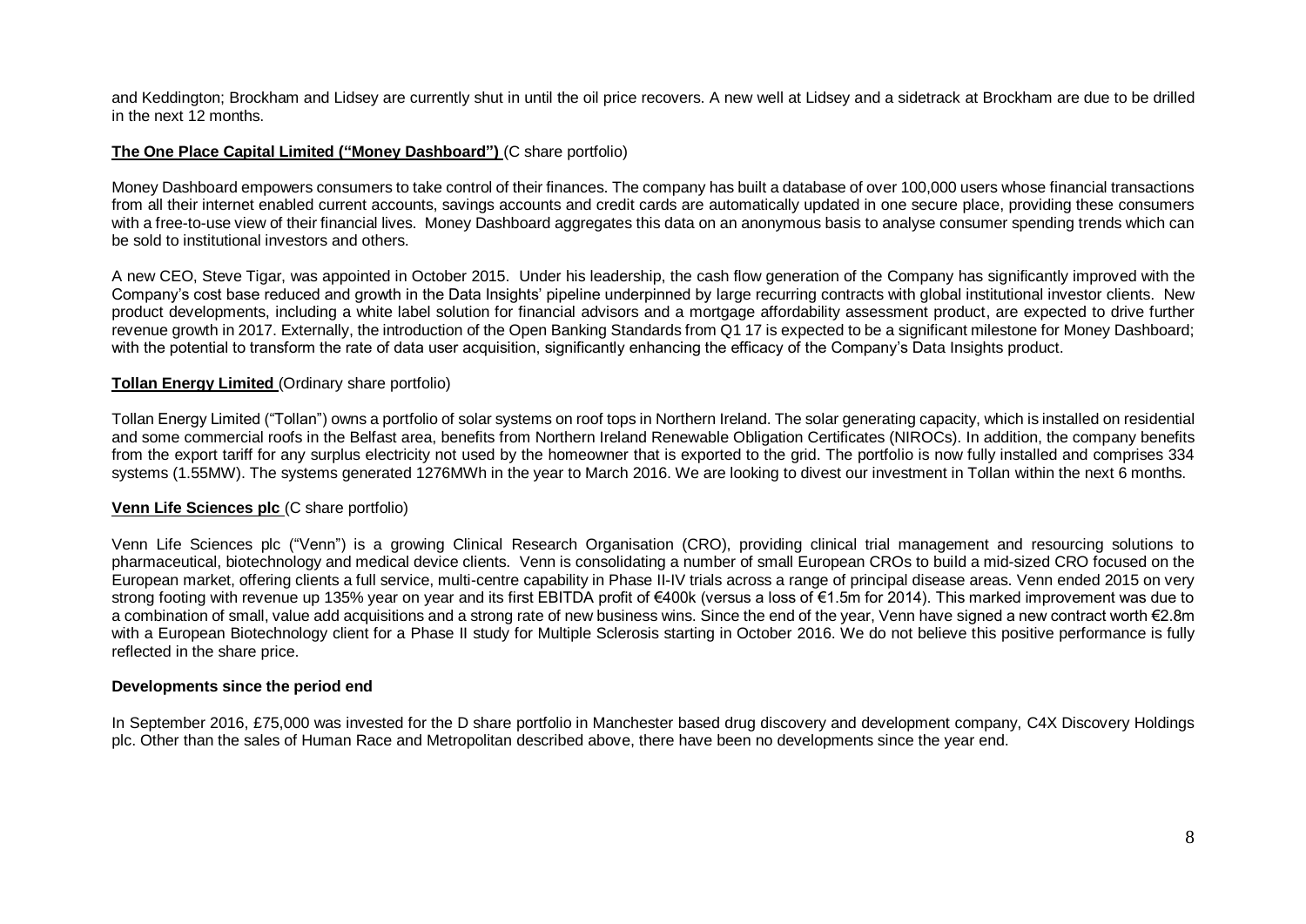and Keddington; Brockham and Lidsey are currently shut in until the oil price recovers. A new well at Lidsey and a sidetrack at Brockham are due to be drilled in the next 12 months.

**The One Place Capital Limited ("Money Dashboard")** (C share portfolio)

Money Dashboard empowers consumers to take control of their finances. The company has built a database of over 100,000 users whose financial transactions from all their internet enabled current accounts, savings accounts and credit cards are automatically updated in one secure place, providing these consumers with a free-to-use view of their financial lives. Money Dashboard aggregates this data on an anonymous basis to analyse consumer spending trends which can be sold to institutional investors and others.

A new CEO, Steve Tigar, was appointed in October 2015. Under his leadership, the cash flow generation of the Company has significantly improved with the Company's cost base reduced and growth in the Data Insights' pipeline underpinned by large recurring contracts with global institutional investor clients. New product developments, including a white label solution for financial advisors and a mortgage affordability assessment product, are expected to drive further revenue growth in 2017. Externally, the introduction of the Open Banking Standards from Q1 17 is expected to be a significant milestone for Money Dashboard; with the potential to transform the rate of data user acquisition, significantly enhancing the efficacy of the Company's Data Insights product.

**Tollan Energy Limited** (Ordinary share portfolio)

Tollan Energy Limited ("Tollan") owns a portfolio of solar systems on roof tops in Northern Ireland. The solar generating capacity, which is installed on residential and some commercial roofs in the Belfast area, benefits from Northern Ireland Renewable Obligation Certificates (NIROCs). In addition, the company benefits from the export tariff for any surplus electricity not used by the homeowner that is exported to the grid. The portfolio is now fully installed and comprises 334 systems (1.55MW). The systems generated 1276MWh in the year to March 2016. We are looking to divest our investment in Tollan within the next 6 months.

**Venn Life Sciences plc** (C share portfolio)

Venn Life Sciences plc ("Venn") is a growing Clinical Research Organisation (CRO), providing clinical trial management and resourcing solutions to pharmaceutical, biotechnology and medical device clients. Venn is consolidating a number of small European CROs to build a mid-sized CRO focused on the European market, offering clients a full service, multi-centre capability in Phase II-IV trials across a range of principal disease areas. Venn ended 2015 on very strong footing with revenue up 135% year on year and its first EBITDA profit of €400k (versus a loss of €1.5m for 2014). This marked improvement was due to a combination of small, value add acquisitions and a strong rate of new business wins. Since the end of the year, Venn have signed a new contract worth €2.8m with a European Biotechnology client for a Phase II study for Multiple Sclerosis starting in October 2016. We do not believe this positive performance is fully reflected in the share price.

**Developments since the period end**

In September 2016, £75,000 was invested for the D share portfolio in Manchester based drug discovery and development company, C4X Discovery Holdings plc. Other than the sales of Human Race and Metropolitan described above, there have been no developments since the year end.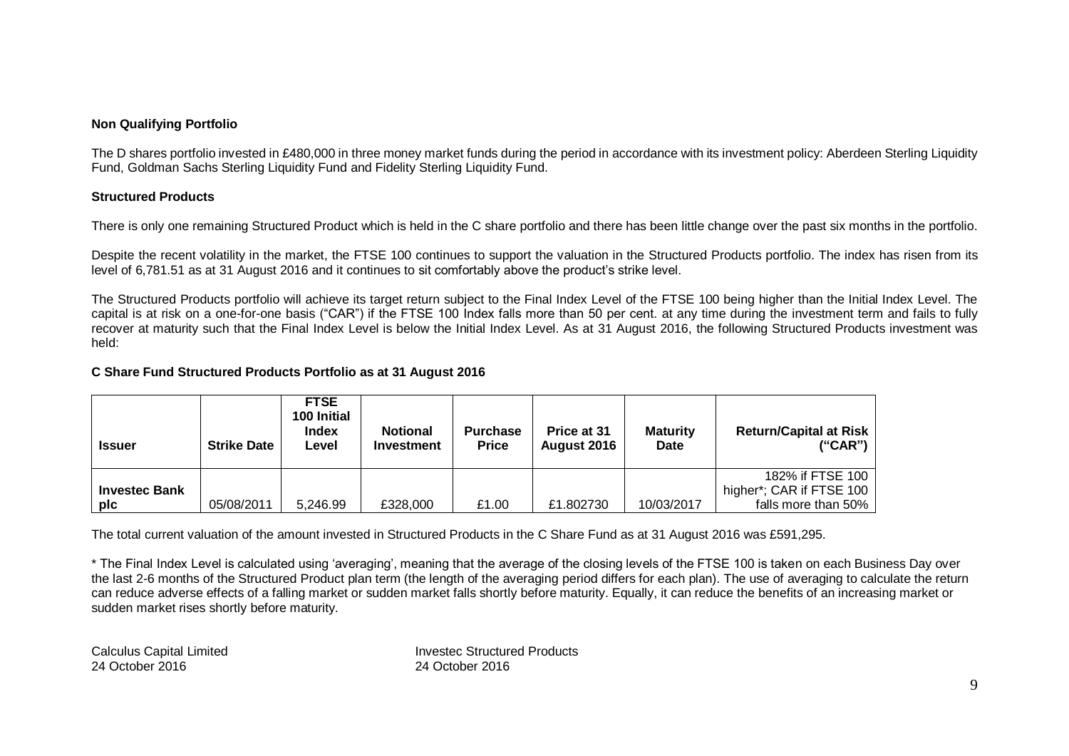**Non Qualifying Portfolio**

The D shares portfolio invested in £480,000 in three money market funds during the period in accordance with its investment policy: Aberdeen Sterling Liquidity Fund, Goldman Sachs Sterling Liquidity Fund and Fidelity Sterling Liquidity Fund.

**Structured Products**

There is only one remaining Structured Product which is held in the C share portfolio and there has been little change over the past six months in the portfolio.

Despite the recent volatility in the market, the FTSE 100 continues to support the valuation in the Structured Products portfolio. The index has risen from its level of 6,781.51 as at 31 August 2016 and it continues to sit comfortably above the product's strike level.

The Structured Products portfolio will achieve its target return subject to the Final Index Level of the FTSE 100 being higher than the Initial Index Level. The capital is at risk on a one-for-one basis ("CAR") if the FTSE 100 Index falls more than 50 per cent. at any time during the investment term and fails to fully recover at maturity such that the Final Index Level is below the Initial Index Level. As at 31 August 2016, the following Structured Products investment was held:

**C Share Fund Structured Products Portfolio as at 31 August 2016**

| Issuer | Strike Date | FTSE 100 Initial Index Level | Notional Investment | Purchase Price | Price at 31 August 2016 | Maturity Date | Return/Capital at Risk ("CAR") |
|---|---|---|---|---|---|---|---|
| **Investec Bank plc** | 05/08/2011 | 5,246.99 | £328,000 | £1.00 | £1.802730 | 10/03/2017 | 182% if FTSE 100 higher*; CAR if FTSE 100 falls more than 50% |

The total current valuation of the amount invested in Structured Products in the C Share Fund as at 31 August 2016 was £591,295.

* The Final Index Level is calculated using 'averaging', meaning that the average of the closing levels of the FTSE 100 is taken on each Business Day over the last 2-6 months of the Structured Product plan term (the length of the averaging period differs for each plan). The use of averaging to calculate the return can reduce adverse effects of a falling market or sudden market falls shortly before maturity. Equally, it can reduce the benefits of an increasing market or sudden market rises shortly before maturity.

Calculus Capital Limited
24 October 2016

Investec Structured Products
24 October 2016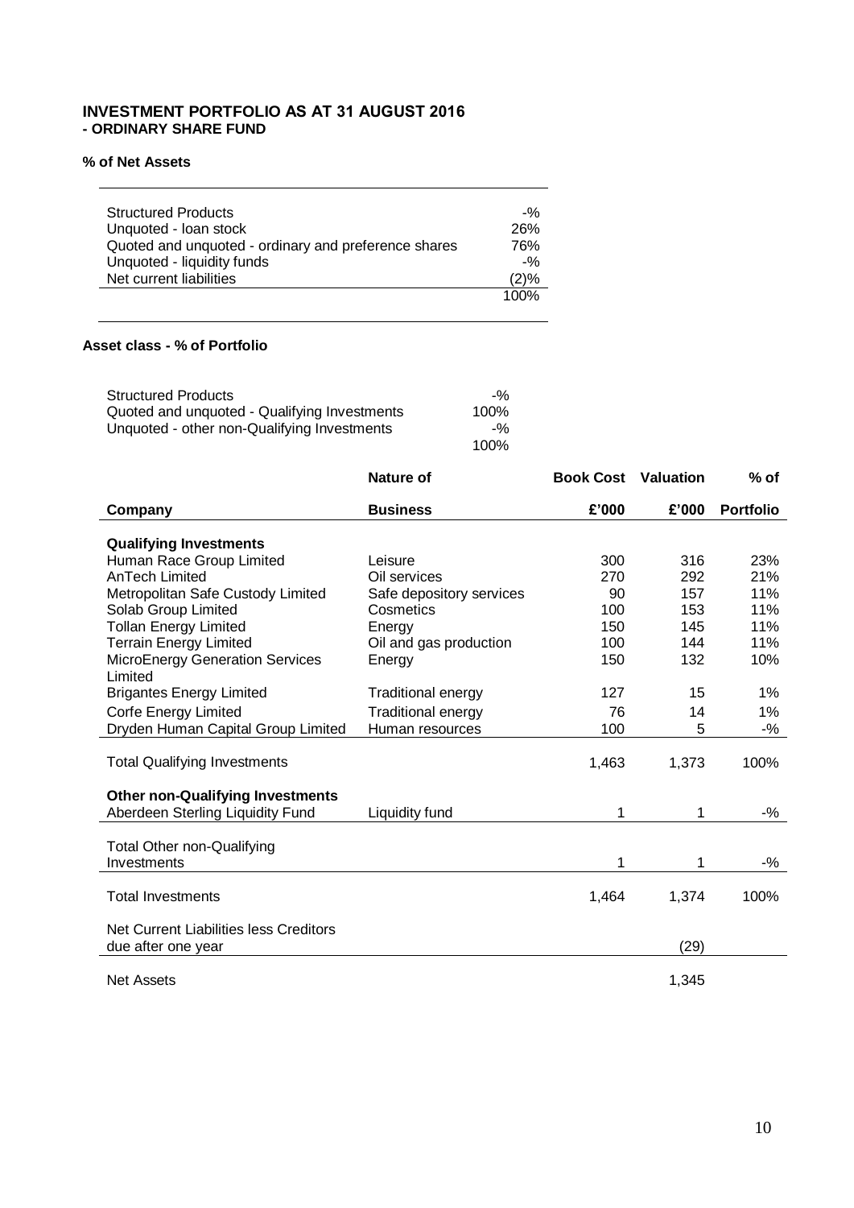## INVESTMENT PORTFOLIO AS AT 31 AUGUST 2016
### - ORDINARY SHARE FUND

**% of Net Assets**

| | |
|---|---|
| Structured Products | -% |
| Unquoted - loan stock | 26% |
| Quoted and unquoted - ordinary and preference shares | 76% |
| Unquoted - liquidity funds | -% |
| Net current liabilities | (2)% |
| | 100% |

**Asset class - % of Portfolio**

| | |
|---|---|
| Structured Products | -% |
| Quoted and unquoted - Qualifying Investments | 100% |
| Unquoted - other non-Qualifying Investments | -% |
| | 100% |

| Company | Nature of Business | Book Cost £'000 | Valuation £'000 | % of Portfolio |
|---|---|---|---|---|
| **Qualifying Investments** | | | | |
| Human Race Group Limited | Leisure | 300 | 316 | 23% |
| AnTech Limited | Oil services | 270 | 292 | 21% |
| Metropolitan Safe Custody Limited | Safe depository services | 90 | 157 | 11% |
| Solab Group Limited | Cosmetics | 100 | 153 | 11% |
| Tollan Energy Limited | Energy | 150 | 145 | 11% |
| Terrain Energy Limited | Oil and gas production | 100 | 144 | 11% |
| MicroEnergy Generation Services Limited | Energy | 150 | 132 | 10% |
| Brigantes Energy Limited | Traditional energy | 127 | 15 | 1% |
| Corfe Energy Limited | Traditional energy | 76 | 14 | 1% |
| Dryden Human Capital Group Limited | Human resources | 100 | 5 | -% |
| Total Qualifying Investments | | 1,463 | 1,373 | 100% |
| **Other non-Qualifying Investments** | | | | |
| Aberdeen Sterling Liquidity Fund | Liquidity fund | 1 | 1 | -% |
| Total Other non-Qualifying Investments | | 1 | 1 | -% |
| Total Investments | | 1,464 | 1,374 | 100% |
| Net Current Liabilities less Creditors due after one year | | | (29) | |
| Net Assets | | | 1,345 | |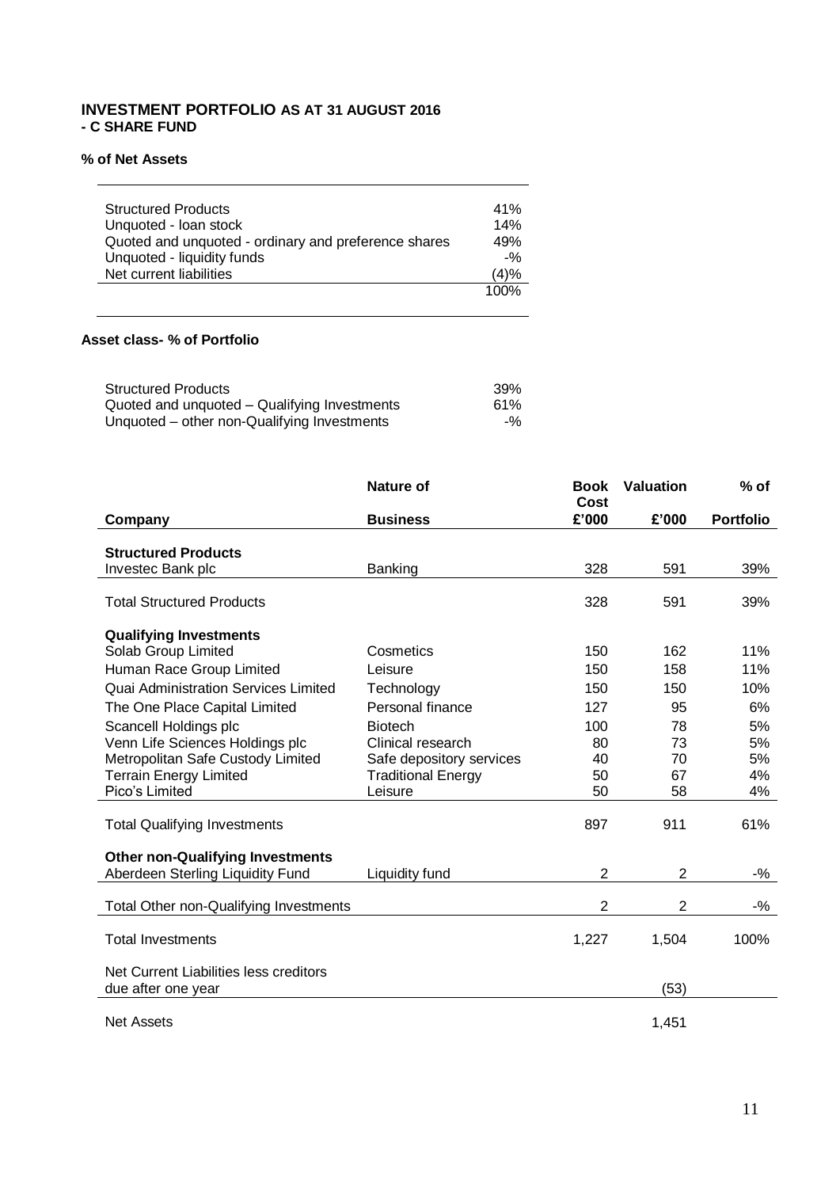## INVESTMENT PORTFOLIO AS AT 31 AUGUST 2016 - C SHARE FUND

### % of Net Assets

| | |
|---|---|
| Structured Products | 41% |
| Unquoted - loan stock | 14% |
| Quoted and unquoted - ordinary and preference shares | 49% |
| Unquoted - liquidity funds | -% |
| Net current liabilities | (4)% |
| | 100% |

### Asset class- % of Portfolio

| | |
|---|---|
| Structured Products | 39% |
| Quoted and unquoted – Qualifying Investments | 61% |
| Unquoted – other non-Qualifying Investments | -% |

| Company | Nature of Business | Book Cost £'000 | Valuation £'000 | % of Portfolio |
|---|---|---|---|---|
| **Structured Products** | | | | |
| Investec Bank plc | Banking | 328 | 591 | 39% |
| Total Structured Products | | 328 | 591 | 39% |
| **Qualifying Investments** | | | | |
| Solab Group Limited | Cosmetics | 150 | 162 | 11% |
| Human Race Group Limited | Leisure | 150 | 158 | 11% |
| Quai Administration Services Limited | Technology | 150 | 150 | 10% |
| The One Place Capital Limited | Personal finance | 127 | 95 | 6% |
| Scancell Holdings plc | Biotech | 100 | 78 | 5% |
| Venn Life Sciences Holdings plc | Clinical research | 80 | 73 | 5% |
| Metropolitan Safe Custody Limited | Safe depository services | 40 | 70 | 5% |
| Terrain Energy Limited | Traditional Energy | 50 | 67 | 4% |
| Pico's Limited | Leisure | 50 | 58 | 4% |
| Total Qualifying Investments | | 897 | 911 | 61% |
| **Other non-Qualifying Investments** | | | | |
| Aberdeen Sterling Liquidity Fund | Liquidity fund | 2 | 2 | -% |
| Total Other non-Qualifying Investments | | 2 | 2 | -% |
| Total Investments | | 1,227 | 1,504 | 100% |
| Net Current Liabilities less creditors due after one year | | | (53) | |
| Net Assets | | | 1,451 | |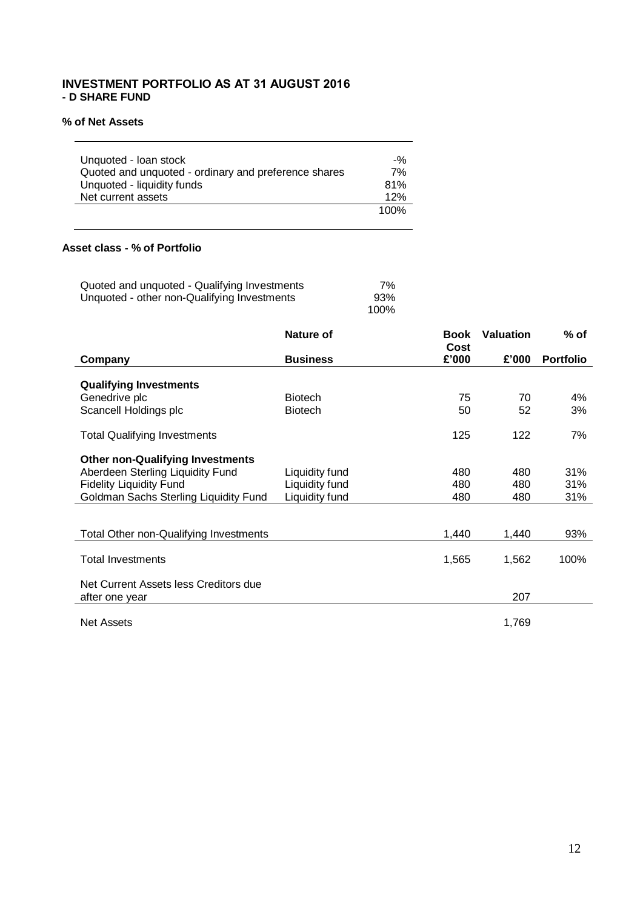## INVESTMENT PORTFOLIO AS AT 31 AUGUST 2016
### - D SHARE FUND

**% of Net Assets**

| | |
|---|---|
| Unquoted - loan stock | -% |
| Quoted and unquoted - ordinary and preference shares | 7% |
| Unquoted - liquidity funds | 81% |
| Net current assets | 12% |
| | 100% |

**Asset class - % of Portfolio**

| | |
|---|---|
| Quoted and unquoted - Qualifying Investments | 7% |
| Unquoted - other non-Qualifying Investments | 93% |
| | 100% |

| Company | Nature of Business | Book Cost £'000 | Valuation £'000 | % of Portfolio |
|---|---|---|---|---|
| **Qualifying Investments** | | | | |
| Genedrive plc | Biotech | 75 | 70 | 4% |
| Scancell Holdings plc | Biotech | 50 | 52 | 3% |
| Total Qualifying Investments | | 125 | 122 | 7% |
| **Other non-Qualifying Investments** | | | | |
| Aberdeen Sterling Liquidity Fund | Liquidity fund | 480 | 480 | 31% |
| Fidelity Liquidity Fund | Liquidity fund | 480 | 480 | 31% |
| Goldman Sachs Sterling Liquidity Fund | Liquidity fund | 480 | 480 | 31% |
| Total Other non-Qualifying Investments | | 1,440 | 1,440 | 93% |
| Total Investments | | 1,565 | 1,562 | 100% |
| Net Current Assets less Creditors due after one year | | | 207 | |
| Net Assets | | | 1,769 | |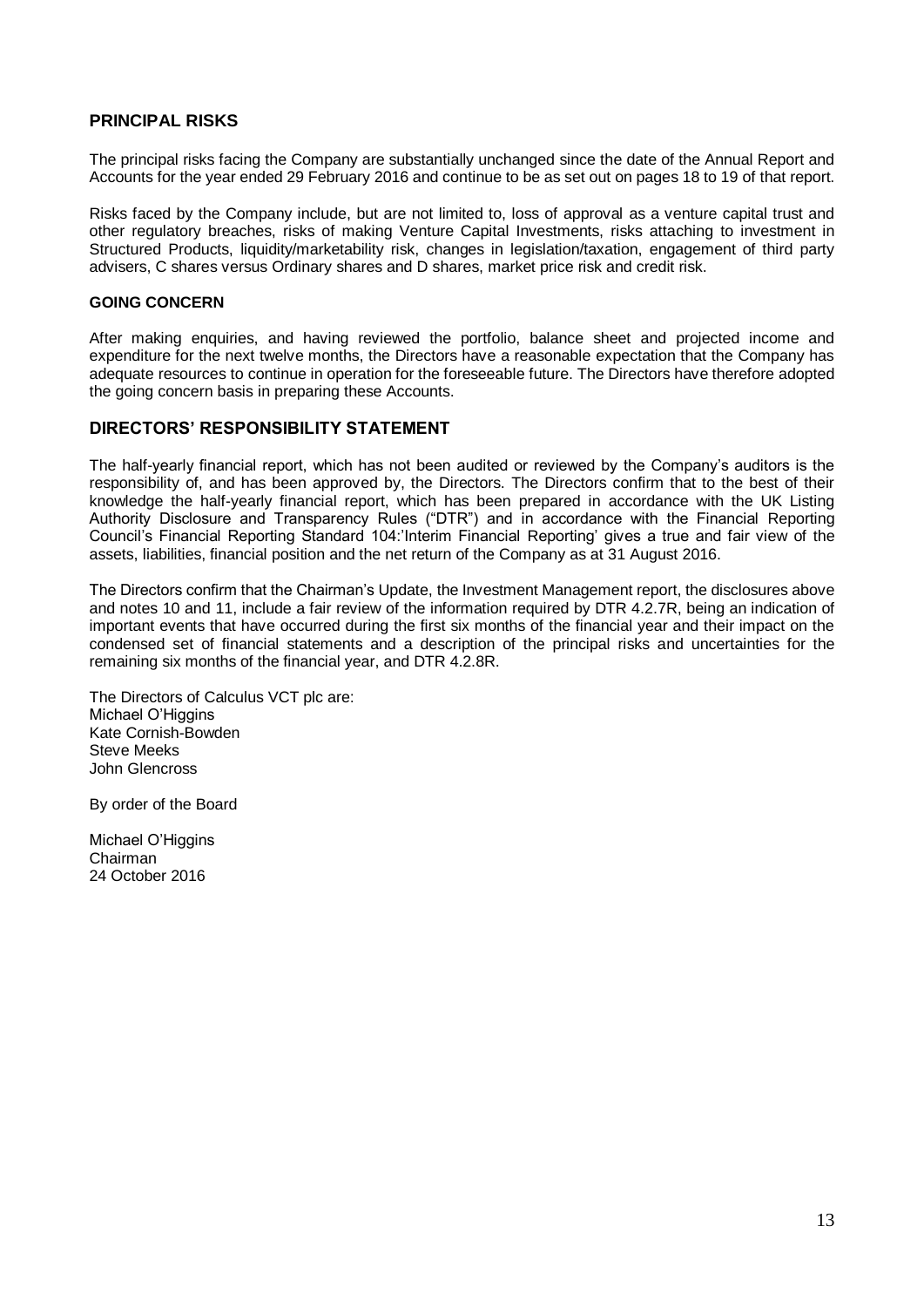## PRINCIPAL RISKS

The principal risks facing the Company are substantially unchanged since the date of the Annual Report and Accounts for the year ended 29 February 2016 and continue to be as set out on pages 18 to 19 of that report.

Risks faced by the Company include, but are not limited to, loss of approval as a venture capital trust and other regulatory breaches, risks of making Venture Capital Investments, risks attaching to investment in Structured Products, liquidity/marketability risk, changes in legislation/taxation, engagement of third party advisers, C shares versus Ordinary shares and D shares, market price risk and credit risk.

### GOING CONCERN

After making enquiries, and having reviewed the portfolio, balance sheet and projected income and expenditure for the next twelve months, the Directors have a reasonable expectation that the Company has adequate resources to continue in operation for the foreseeable future. The Directors have therefore adopted the going concern basis in preparing these Accounts.

## DIRECTORS' RESPONSIBILITY STATEMENT

The half-yearly financial report, which has not been audited or reviewed by the Company's auditors is the responsibility of, and has been approved by, the Directors. The Directors confirm that to the best of their knowledge the half-yearly financial report, which has been prepared in accordance with the UK Listing Authority Disclosure and Transparency Rules ("DTR") and in accordance with the Financial Reporting Council's Financial Reporting Standard 104:'Interim Financial Reporting' gives a true and fair view of the assets, liabilities, financial position and the net return of the Company as at 31 August 2016.

The Directors confirm that the Chairman's Update, the Investment Management report, the disclosures above and notes 10 and 11, include a fair review of the information required by DTR 4.2.7R, being an indication of important events that have occurred during the first six months of the financial year and their impact on the condensed set of financial statements and a description of the principal risks and uncertainties for the remaining six months of the financial year, and DTR 4.2.8R.

The Directors of Calculus VCT plc are:
Michael O'Higgins
Kate Cornish-Bowden
Steve Meeks
John Glencross

By order of the Board

Michael O'Higgins
Chairman
24 October 2016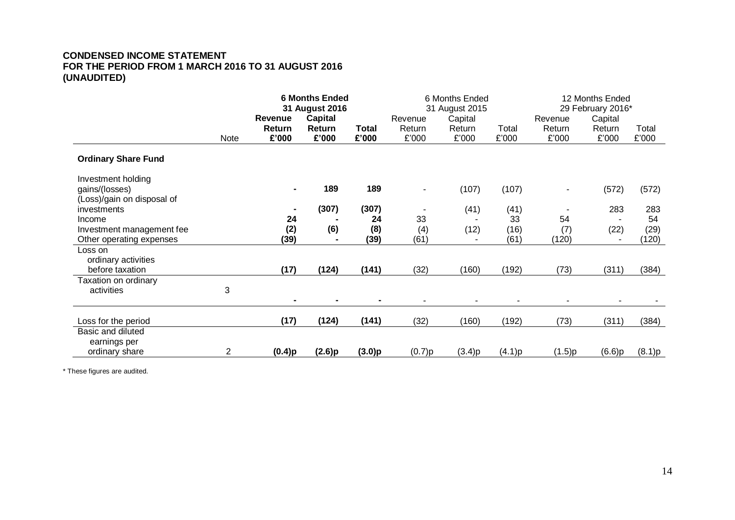**CONDENSED INCOME STATEMENT**
**FOR THE PERIOD FROM 1 MARCH 2016 TO 31 AUGUST 2016**
**(UNAUDITED)**

| | | **6 Months Ended 31 August 2016** | | | 6 Months Ended 31 August 2015 | | | 12 Months Ended 29 February 2016* | | |
|---|---|---|---|---|---|---|---|---|---|---|
| | Note | **Revenue Return £'000** | **Capital Return £'000** | **Total £'000** | Revenue Return £'000 | Capital Return £'000 | Total £'000 | Revenue Return £'000 | Capital Return £'000 | Total £'000 |
| **Ordinary Share Fund** | | | | | | | | | | |
| Investment holding gains/(losses) | | **-** | **189** | **189** | - | (107) | (107) | - | (572) | (572) |
| (Loss)/gain on disposal of investments | | **-** | **(307)** | **(307)** | - | (41) | (41) | - | 283 | 283 |
| Income | | **24** | **-** | **24** | 33 | - | 33 | 54 | - | 54 |
| Investment management fee | | **(2)** | **(6)** | **(8)** | (4) | (12) | (16) | (7) | (22) | (29) |
| Other operating expenses | | **(39)** | **-** | **(39)** | (61) | - | (61) | (120) | - | (120) |
| Loss on ordinary activities before taxation | | **(17)** | **(124)** | **(141)** | (32) | (160) | (192) | (73) | (311) | (384) |
| Taxation on ordinary activities | 3 | **-** | **-** | **-** | - | - | - | - | - | - |
| Loss for the period | | **(17)** | **(124)** | **(141)** | (32) | (160) | (192) | (73) | (311) | (384) |
| Basic and diluted earnings per ordinary share | 2 | **(0.4)p** | **(2.6)p** | **(3.0)p** | (0.7)p | (3.4)p | (4.1)p | (1.5)p | (6.6)p | (8.1)p |

\* These figures are audited.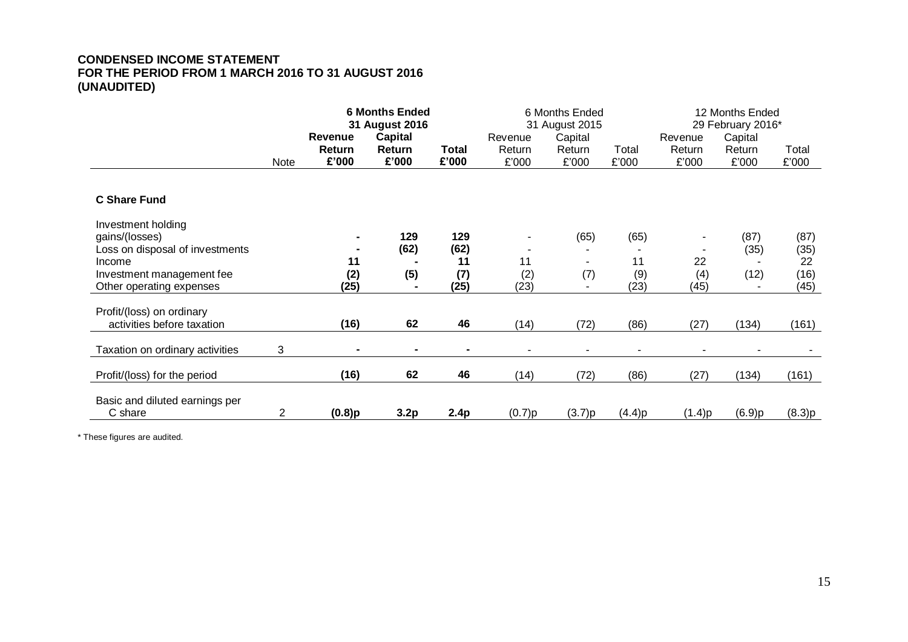**CONDENSED INCOME STATEMENT**
**FOR THE PERIOD FROM 1 MARCH 2016 TO 31 AUGUST 2016**
**(UNAUDITED)**

| | | **6 Months Ended 31 August 2016** | | | 6 Months Ended 31 August 2015 | | | 12 Months Ended 29 February 2016* | | |
|---|---|---|---|---|---|---|---|---|---|---|
| | Note | **Revenue Return £'000** | **Capital Return £'000** | **Total £'000** | Revenue Return £'000 | Capital Return £'000 | Total £'000 | Revenue Return £'000 | Capital Return £'000 | Total £'000 |
| **C Share Fund** | | | | | | | | | | |
| Investment holding gains/(losses) | | **-** | **129** | **129** | - | (65) | (65) | - | (87) | (87) |
| Loss on disposal of investments | | **-** | **(62)** | **(62)** | - | - | - | - | (35) | (35) |
| Income | | **11** | **-** | **11** | 11 | - | 11 | 22 | - | 22 |
| Investment management fee | | **(2)** | **(5)** | **(7)** | (2) | (7) | (9) | (4) | (12) | (16) |
| Other operating expenses | | **(25)** | **-** | **(25)** | (23) | - | (23) | (45) | - | (45) |
| Profit/(loss) on ordinary activities before taxation | | **(16)** | **62** | **46** | (14) | (72) | (86) | (27) | (134) | (161) |
| Taxation on ordinary activities | 3 | **-** | **-** | **-** | - | - | - | - | - | - |
| Profit/(loss) for the period | | **(16)** | **62** | **46** | (14) | (72) | (86) | (27) | (134) | (161) |
| Basic and diluted earnings per C share | 2 | **(0.8)p** | **3.2p** | **2.4p** | (0.7)p | (3.7)p | (4.4)p | (1.4)p | (6.9)p | (8.3)p |

\* These figures are audited.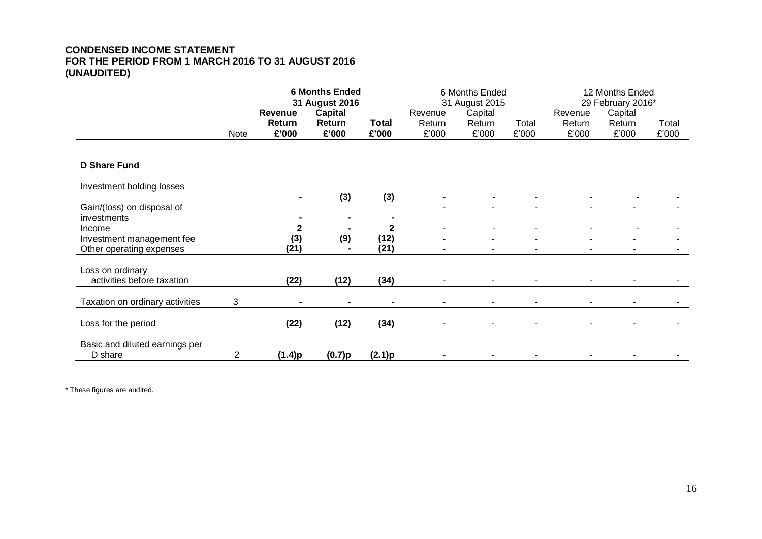**CONDENSED INCOME STATEMENT**
**FOR THE PERIOD FROM 1 MARCH 2016 TO 31 AUGUST 2016**
**(UNAUDITED)**

| | | **6 Months Ended 31 August 2016** | | | 6 Months Ended 31 August 2015 | | | 12 Months Ended 29 February 2016* | | |
|---|---|---|---|---|---|---|---|---|---|---|
| | Note | **Revenue Return £'000** | **Capital Return £'000** | **Total £'000** | Revenue Return £'000 | Capital Return £'000 | Total £'000 | Revenue Return £'000 | Capital Return £'000 | Total £'000 |
| **D Share Fund** | | | | | | | | | | |
| Investment holding losses | | **-** | **(3)** | **(3)** | - | - | - | - | - | - |
| Gain/(loss) on disposal of investments | | **-** | **-** | **-** | - | - | - | - | - | - |
| Income | | **2** | **-** | **2** | - | - | - | - | - | - |
| Investment management fee | | **(3)** | **(9)** | **(12)** | - | - | - | - | - | - |
| Other operating expenses | | **(21)** | **-** | **(21)** | - | - | - | - | - | - |
| Loss on ordinary activities before taxation | | **(22)** | **(12)** | **(34)** | - | - | - | - | - | - |
| Taxation on ordinary activities | 3 | **-** | **-** | **-** | - | - | - | - | - | - |
| Loss for the period | | **(22)** | **(12)** | **(34)** | - | - | - | - | - | - |
| Basic and diluted earnings per D share | 2 | **(1.4)p** | **(0.7)p** | **(2.1)p** | - | - | - | - | - | - |

\* These figures are audited.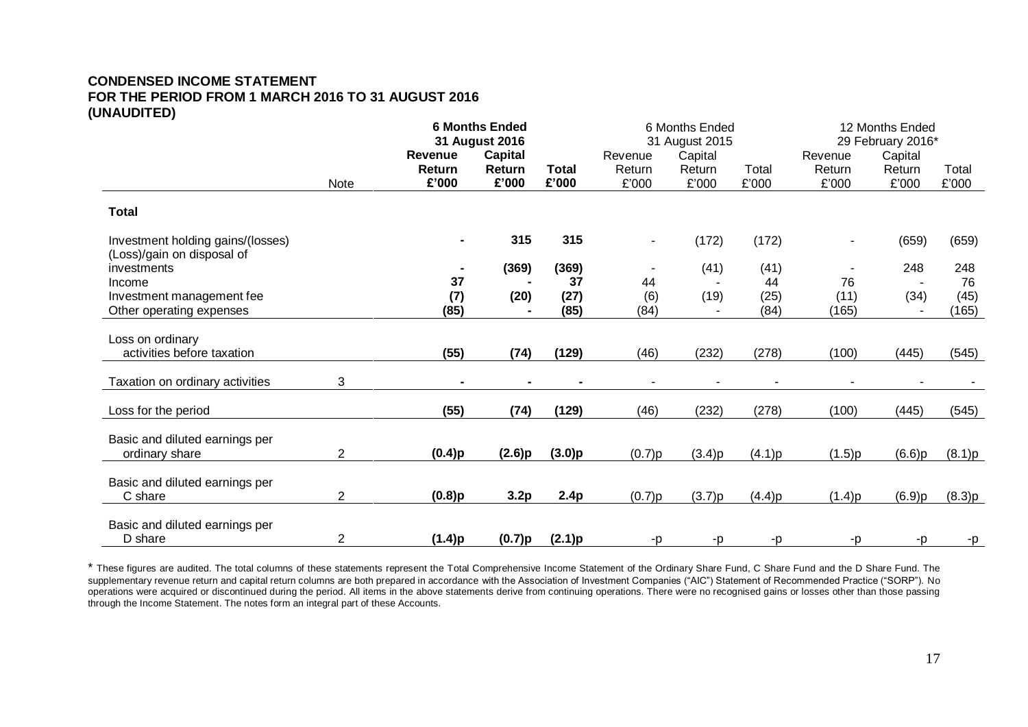**CONDENSED INCOME STATEMENT**
**FOR THE PERIOD FROM 1 MARCH 2016 TO 31 AUGUST 2016**
**(UNAUDITED)**

| | Note | **6 Months Ended 31 August 2016** | | | 6 Months Ended 31 August 2015 | | | 12 Months Ended 29 February 2016* | | |
|---|---|---|---|---|---|---|---|---|---|---|
| | | **Revenue Return £'000** | **Capital Return £'000** | **Total £'000** | Revenue Return £'000 | Capital Return £'000 | Total £'000 | Revenue Return £'000 | Capital Return £'000 | Total £'000 |
| **Total** | | | | | | | | | | |
| Investment holding gains/(losses) | | **-** | **315** | **315** | - | (172) | (172) | - | (659) | (659) |
| (Loss)/gain on disposal of investments | | **-** | **(369)** | **(369)** | - | (41) | (41) | - | 248 | 248 |
| Income | | **37** | **-** | **37** | 44 | - | 44 | 76 | - | 76 |
| Investment management fee | | **(7)** | **(20)** | **(27)** | (6) | (19) | (25) | (11) | (34) | (45) |
| Other operating expenses | | **(85)** | **-** | **(85)** | (84) | - | (84) | (165) | - | (165) |
| Loss on ordinary activities before taxation | | **(55)** | **(74)** | **(129)** | (46) | (232) | (278) | (100) | (445) | (545) |
| Taxation on ordinary activities | 3 | **-** | **-** | **-** | - | - | - | - | - | - |
| Loss for the period | | **(55)** | **(74)** | **(129)** | (46) | (232) | (278) | (100) | (445) | (545) |
| Basic and diluted earnings per ordinary share | 2 | **(0.4)p** | **(2.6)p** | **(3.0)p** | (0.7)p | (3.4)p | (4.1)p | (1.5)p | (6.6)p | (8.1)p |
| Basic and diluted earnings per C share | 2 | **(0.8)p** | **3.2p** | **2.4p** | (0.7)p | (3.7)p | (4.4)p | (1.4)p | (6.9)p | (8.3)p |
| Basic and diluted earnings per D share | 2 | **(1.4)p** | **(0.7)p** | **(2.1)p** | -p | -p | -p | -p | -p | -p |

\* These figures are audited. The total columns of these statements represent the Total Comprehensive Income Statement of the Ordinary Share Fund, C Share Fund and the D Share Fund. The supplementary revenue return and capital return columns are both prepared in accordance with the Association of Investment Companies ("AIC") Statement of Recommended Practice ("SORP"). No operations were acquired or discontinued during the period. All items in the above statements derive from continuing operations. There were no recognised gains or losses other than those passing through the Income Statement. The notes form an integral part of these Accounts.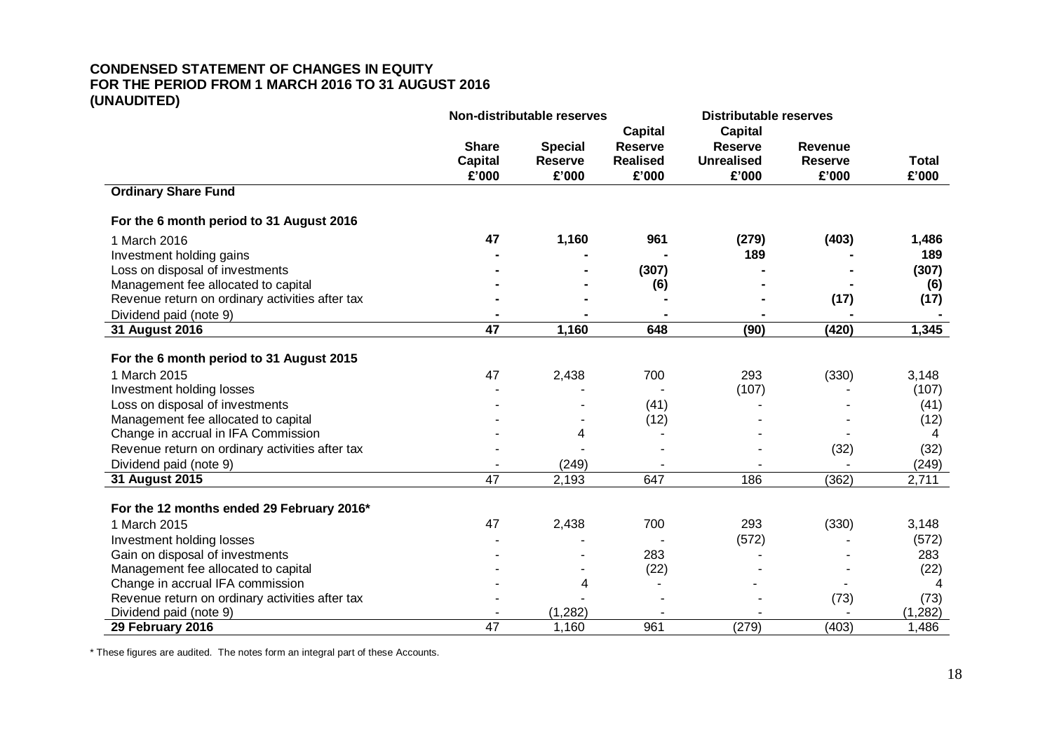**CONDENSED STATEMENT OF CHANGES IN EQUITY**
**FOR THE PERIOD FROM 1 MARCH 2016 TO 31 AUGUST 2016**
**(UNAUDITED)**

| | Non-distributable reserves | | | Distributable reserves | | |
|---|---|---|---|---|---|---|
| | Share Capital £'000 | Special Reserve £'000 | Capital Reserve Realised £'000 | Capital Reserve Unrealised £'000 | Revenue Reserve £'000 | Total £'000 |
| **Ordinary Share Fund** | | | | | | |
| **For the 6 month period to 31 August 2016** | | | | | | |
| 1 March 2016 | **47** | **1,160** | **961** | **(279)** | **(403)** | **1,486** |
| Investment holding gains | **-** | **-** | **-** | **189** | **-** | **189** |
| Loss on disposal of investments | **-** | **-** | **(307)** | **-** | **-** | **(307)** |
| Management fee allocated to capital | **-** | **-** | **(6)** | **-** | **-** | **(6)** |
| Revenue return on ordinary activities after tax | **-** | **-** | **-** | **-** | **(17)** | **(17)** |
| Dividend paid (note 9) | **-** | **-** | **-** | **-** | **-** | **-** |
| **31 August 2016** | **47** | **1,160** | **648** | **(90)** | **(420)** | **1,345** |
| **For the 6 month period to 31 August 2015** | | | | | | |
| 1 March 2015 | 47 | 2,438 | 700 | 293 | (330) | 3,148 |
| Investment holding losses | - | - | - | (107) | - | (107) |
| Loss on disposal of investments | - | - | (41) | - | - | (41) |
| Management fee allocated to capital | - | - | (12) | - | - | (12) |
| Change in accrual in IFA Commission | - | 4 | - | - | - | 4 |
| Revenue return on ordinary activities after tax | - | - | - | - | (32) | (32) |
| Dividend paid (note 9) | - | (249) | - | - | - | (249) |
| **31 August 2015** | 47 | 2,193 | 647 | 186 | (362) | 2,711 |
| **For the 12 months ended 29 February 2016*** | | | | | | |
| 1 March 2015 | 47 | 2,438 | 700 | 293 | (330) | 3,148 |
| Investment holding losses | - | - | - | (572) | - | (572) |
| Gain on disposal of investments | - | - | 283 | - | - | 283 |
| Management fee allocated to capital | - | - | (22) | - | - | (22) |
| Change in accrual IFA commission | - | 4 | - | - | - | 4 |
| Revenue return on ordinary activities after tax | - | - | - | - | (73) | (73) |
| Dividend paid (note 9) | - | (1,282) | - | - | - | (1,282) |
| **29 February 2016** | 47 | 1,160 | 961 | (279) | (403) | 1,486 |

* These figures are audited. The notes form an integral part of these Accounts.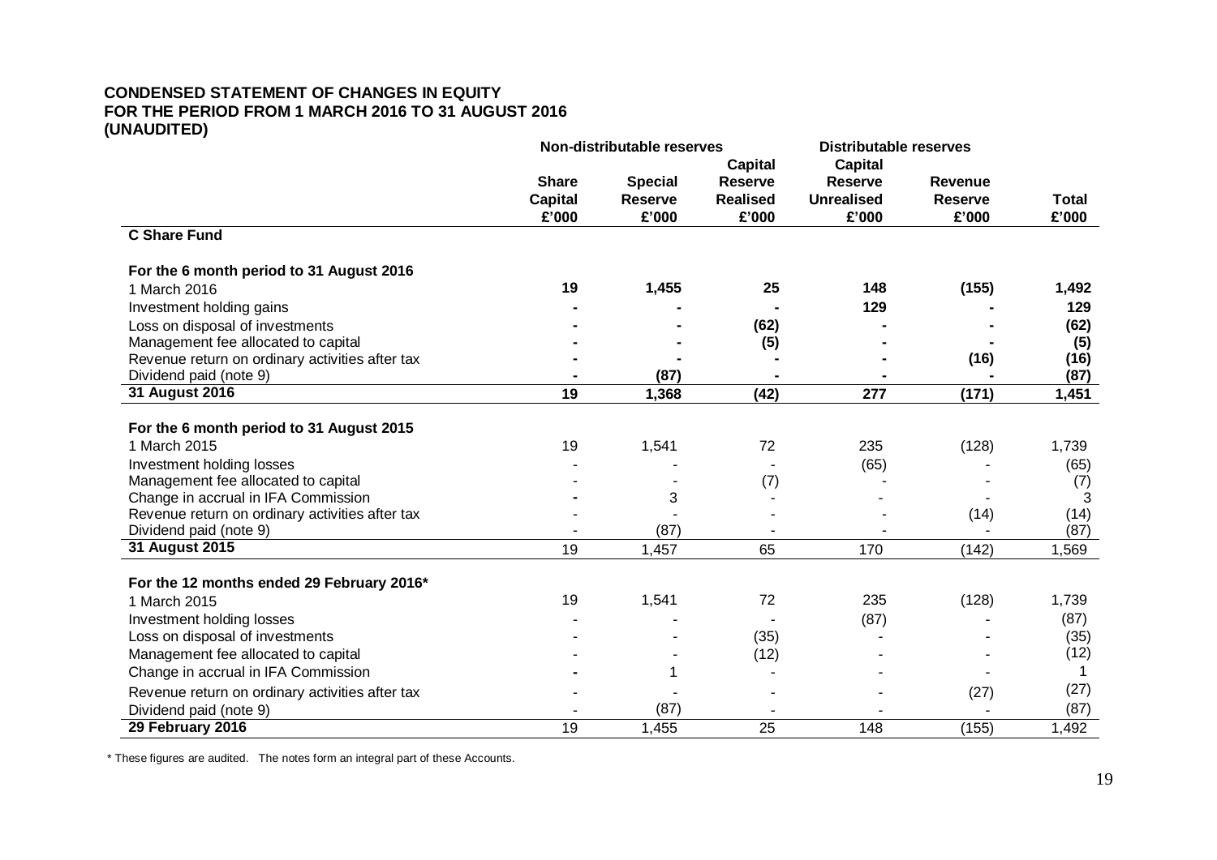**CONDENSED STATEMENT OF CHANGES IN EQUITY**
**FOR THE PERIOD FROM 1 MARCH 2016 TO 31 AUGUST 2016**
**(UNAUDITED)**

| | Non-distributable reserves | | | Distributable reserves | | |
|---|---|---|---|---|---|---|
| | **Share Capital £'000** | **Special Reserve £'000** | **Capital Reserve Realised £'000** | **Capital Reserve Unrealised £'000** | **Revenue Reserve £'000** | **Total £'000** |
| **C Share Fund** | | | | | | |
| **For the 6 month period to 31 August 2016** | | | | | | |
| 1 March 2016 | **19** | **1,455** | **25** | **148** | **(155)** | **1,492** |
| Investment holding gains | **-** | **-** | **-** | **129** | **-** | **129** |
| Loss on disposal of investments | **-** | **-** | **(62)** | **-** | **-** | **(62)** |
| Management fee allocated to capital | **-** | **-** | **(5)** | **-** | **-** | **(5)** |
| Revenue return on ordinary activities after tax | **-** | **-** | **-** | **-** | **(16)** | **(16)** |
| Dividend paid (note 9) | **-** | **(87)** | **-** | **-** | **-** | **(87)** |
| **31 August 2016** | **19** | **1,368** | **(42)** | **277** | **(171)** | **1,451** |
| **For the 6 month period to 31 August 2015** | | | | | | |
| 1 March 2015 | 19 | 1,541 | 72 | 235 | (128) | 1,739 |
| Investment holding losses | - | - | - | (65) | - | (65) |
| Management fee allocated to capital | - | - | (7) | - | - | (7) |
| Change in accrual in IFA Commission | **-** | 3 | - | - | - | 3 |
| Revenue return on ordinary activities after tax | - | - | - | - | (14) | (14) |
| Dividend paid (note 9) | - | (87) | - | - | - | (87) |
| **31 August 2015** | 19 | 1,457 | 65 | 170 | (142) | 1,569 |
| **For the 12 months ended 29 February 2016*** | | | | | | |
| 1 March 2015 | 19 | 1,541 | 72 | 235 | (128) | 1,739 |
| Investment holding losses | - | - | - | (87) | - | (87) |
| Loss on disposal of investments | - | - | (35) | - | - | (35) |
| Management fee allocated to capital | - | - | (12) | - | - | (12) |
| Change in accrual in IFA Commission | **-** | 1 | - | - | - | 1 |
| Revenue return on ordinary activities after tax | - | - | - | - | (27) | (27) |
| Dividend paid (note 9) | - | (87) | - | - | - | (87) |
| **29 February 2016** | 19 | 1,455 | 25 | 148 | (155) | 1,492 |

\* These figures are audited. The notes form an integral part of these Accounts.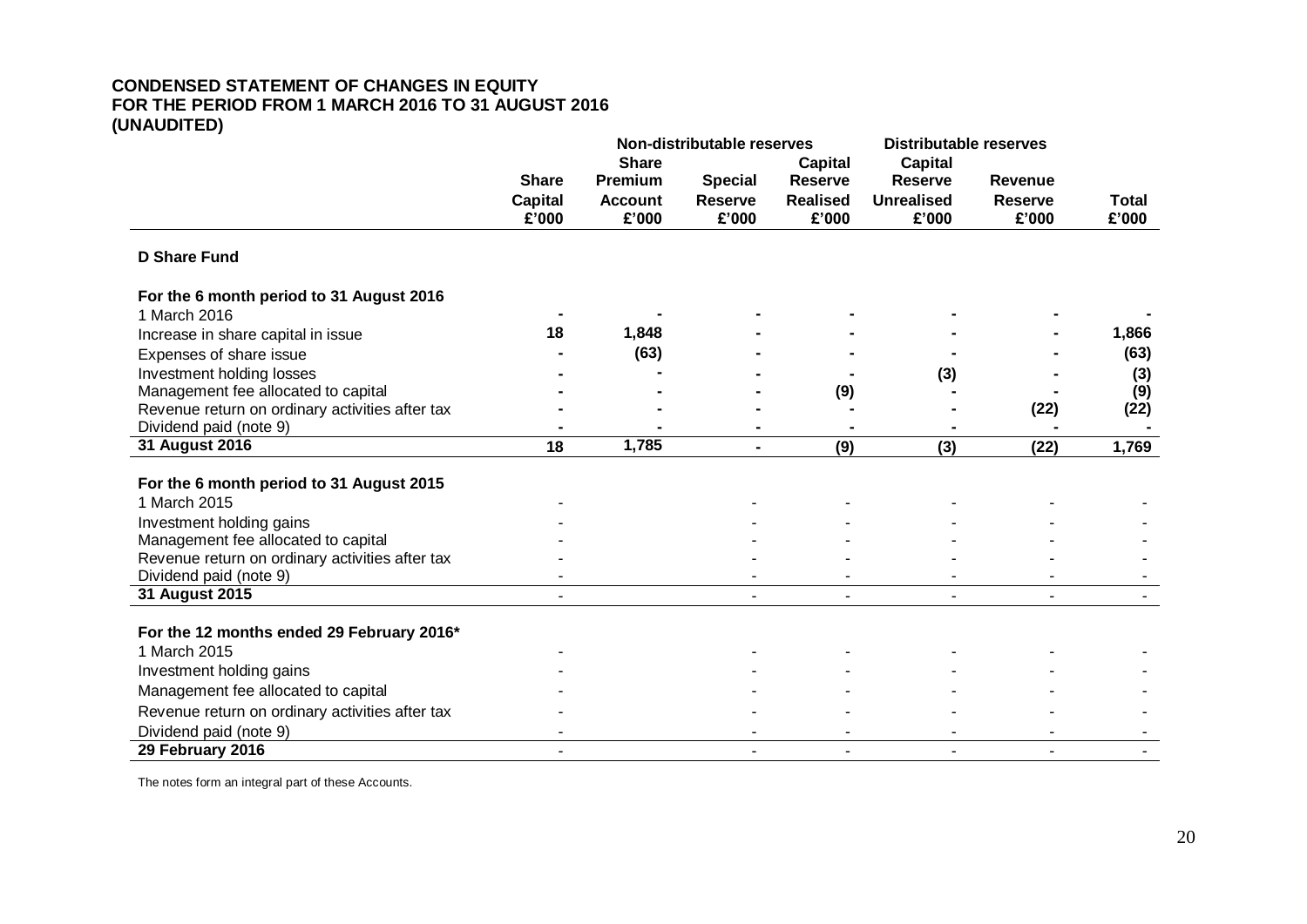**CONDENSED STATEMENT OF CHANGES IN EQUITY**
**FOR THE PERIOD FROM 1 MARCH 2016 TO 31 AUGUST 2016**
**(UNAUDITED)**

| | Non-distributable reserves | | | | Distributable reserves | | |
|---|---|---|---|---|---|---|---|
| | **Share Capital £'000** | **Share Premium Account £'000** | **Special Reserve £'000** | **Capital Reserve Realised £'000** | **Capital Reserve Unrealised £'000** | **Revenue Reserve £'000** | **Total £'000** |
| **D Share Fund** | | | | | | | |
| **For the 6 month period to 31 August 2016** | | | | | | | |
| 1 March 2016 | - | - | - | - | - | - | - |
| Increase in share capital in issue | 18 | 1,848 | - | - | - | - | 1,866 |
| Expenses of share issue | - | (63) | - | - | - | - | (63) |
| Investment holding losses | - | - | - | - | (3) | - | (3) |
| Management fee allocated to capital | - | - | - | (9) | - | - | (9) |
| Revenue return on ordinary activities after tax | - | - | - | - | - | (22) | (22) |
| Dividend paid (note 9) | - | - | - | - | - | - | - |
| **31 August 2016** | 18 | 1,785 | - | (9) | (3) | (22) | 1,769 |
| **For the 6 month period to 31 August 2015** | | | | | | | |
| 1 March 2015 | - | | - | - | - | - | - |
| Investment holding gains | - | | - | - | - | - | - |
| Management fee allocated to capital | - | | - | - | - | - | - |
| Revenue return on ordinary activities after tax | - | | - | - | - | - | - |
| Dividend paid (note 9) | - | | - | - | - | - | - |
| **31 August 2015** | - | | - | - | - | - | - |
| **For the 12 months ended 29 February 2016*** | | | | | | | |
| 1 March 2015 | - | | - | - | - | - | - |
| Investment holding gains | - | | - | - | - | - | - |
| Management fee allocated to capital | - | | - | - | - | - | - |
| Revenue return on ordinary activities after tax | - | | - | - | - | - | - |
| Dividend paid (note 9) | - | | - | - | - | - | - |
| **29 February 2016** | - | | - | - | - | - | - |

The notes form an integral part of these Accounts.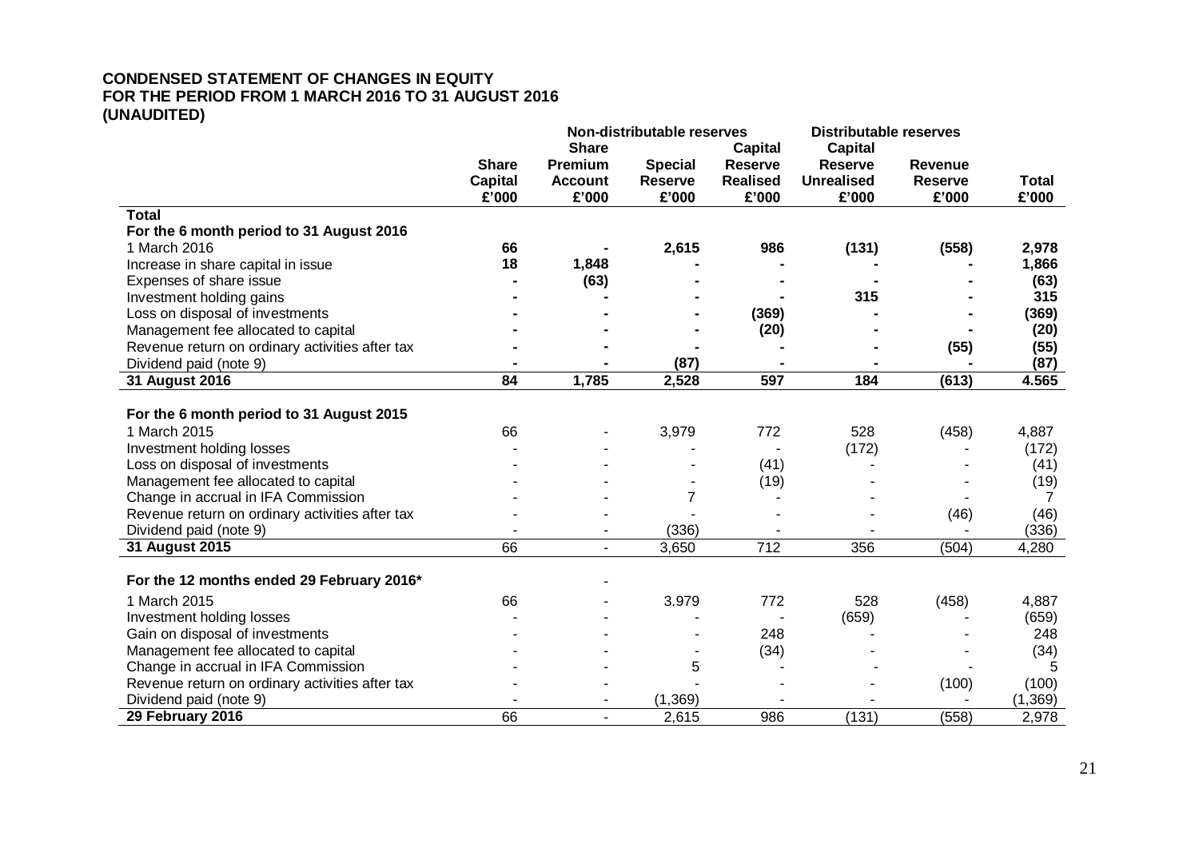**CONDENSED STATEMENT OF CHANGES IN EQUITY**
**FOR THE PERIOD FROM 1 MARCH 2016 TO 31 AUGUST 2016**
**(UNAUDITED)**

| | | Non-distributable reserves | | | Distributable reserves | | |
|---|---|---|---|---|---|---|---|
| | **Share Capital £'000** | **Share Premium Account £'000** | **Special Reserve £'000** | **Capital Reserve Realised £'000** | **Capital Reserve Unrealised £'000** | **Revenue Reserve £'000** | **Total £'000** |
| **Total** | | | | | | | |
| **For the 6 month period to 31 August 2016** | | | | | | | |
| 1 March 2016 | **66** | **-** | **2,615** | **986** | **(131)** | **(558)** | **2,978** |
| Increase in share capital in issue | **18** | **1,848** | **-** | **-** | **-** | **-** | **1,866** |
| Expenses of share issue | **-** | **(63)** | **-** | **-** | **-** | **-** | **(63)** |
| Investment holding gains | **-** | **-** | **-** | **-** | **315** | **-** | **315** |
| Loss on disposal of investments | **-** | **-** | **-** | **(369)** | **-** | **-** | **(369)** |
| Management fee allocated to capital | **-** | **-** | **-** | **(20)** | **-** | **-** | **(20)** |
| Revenue return on ordinary activities after tax | **-** | **-** | **-** | **-** | **-** | **(55)** | **(55)** |
| Dividend paid (note 9) | **-** | **-** | **(87)** | **-** | **-** | **-** | **(87)** |
| **31 August 2016** | **84** | **1,785** | **2,528** | **597** | **184** | **(613)** | **4.565** |
| | | | | | | | |
| **For the 6 month period to 31 August 2015** | | | | | | | |
| 1 March 2015 | 66 | - | 3,979 | 772 | 528 | (458) | 4,887 |
| Investment holding losses | - | - | - | - | (172) | - | (172) |
| Loss on disposal of investments | - | - | - | (41) | - | - | (41) |
| Management fee allocated to capital | - | - | - | (19) | - | - | (19) |
| Change in accrual in IFA Commission | - | - | 7 | - | - | - | 7 |
| Revenue return on ordinary activities after tax | - | - | - | - | - | (46) | (46) |
| Dividend paid (note 9) | - | - | (336) | - | - | - | (336) |
| **31 August 2015** | 66 | - | 3,650 | 712 | 356 | (504) | 4,280 |
| | | | | | | | |
| **For the 12 months ended 29 February 2016*** | | - | | | | | |
| 1 March 2015 | 66 | - | 3.979 | 772 | 528 | (458) | 4,887 |
| Investment holding losses | - | - | - | - | (659) | - | (659) |
| Gain on disposal of investments | - | - | - | 248 | - | - | 248 |
| Management fee allocated to capital | - | - | - | (34) | - | - | (34) |
| Change in accrual in IFA Commission | - | - | 5 | - | - | - | 5 |
| Revenue return on ordinary activities after tax | - | - | - | - | - | (100) | (100) |
| Dividend paid (note 9) | - | - | (1,369) | - | - | - | (1,369) |
| **29 February 2016** | 66 | - | 2,615 | 986 | (131) | (558) | 2,978 |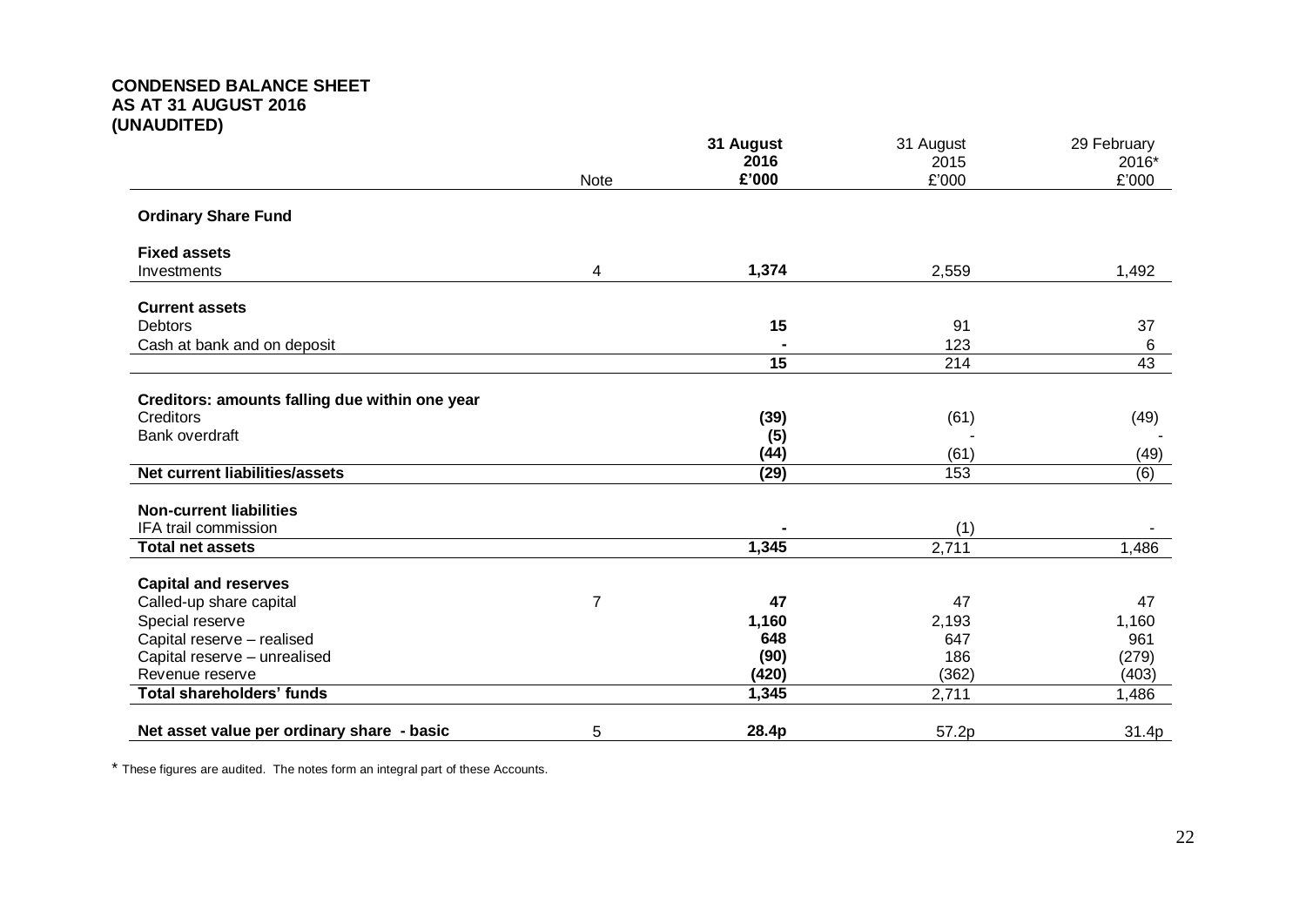**CONDENSED BALANCE SHEET**
**AS AT 31 AUGUST 2016**
**(UNAUDITED)**

| | Note | **31 August 2016 £'000** | 31 August 2015 £'000 | 29 February 2016* £'000 |
|---|---|---|---|---|
| **Ordinary Share Fund** | | | | |
| **Fixed assets** | | | | |
| Investments | 4 | **1,374** | 2,559 | 1,492 |
| **Current assets** | | | | |
| Debtors | | **15** | 91 | 37 |
| Cash at bank and on deposit | | **-** | 123 | 6 |
| | | **15** | 214 | 43 |
| **Creditors: amounts falling due within one year** | | | | |
| Creditors | | **(39)** | (61) | (49) |
| Bank overdraft | | **(5)** | - | - |
| | | **(44)** | (61) | (49) |
| **Net current liabilities/assets** | | **(29)** | 153 | (6) |
| **Non-current liabilities** | | | | |
| IFA trail commission | | **-** | (1) | - |
| **Total net assets** | | **1,345** | 2,711 | 1,486 |
| **Capital and reserves** | | | | |
| Called-up share capital | 7 | **47** | 47 | 47 |
| Special reserve | | **1,160** | 2,193 | 1,160 |
| Capital reserve – realised | | **648** | 647 | 961 |
| Capital reserve – unrealised | | **(90)** | 186 | (279) |
| Revenue reserve | | **(420)** | (362) | (403) |
| **Total shareholders' funds** | | **1,345** | 2,711 | 1,486 |
| **Net asset value per ordinary share - basic** | 5 | **28.4p** | 57.2p | 31.4p |

* These figures are audited. The notes form an integral part of these Accounts.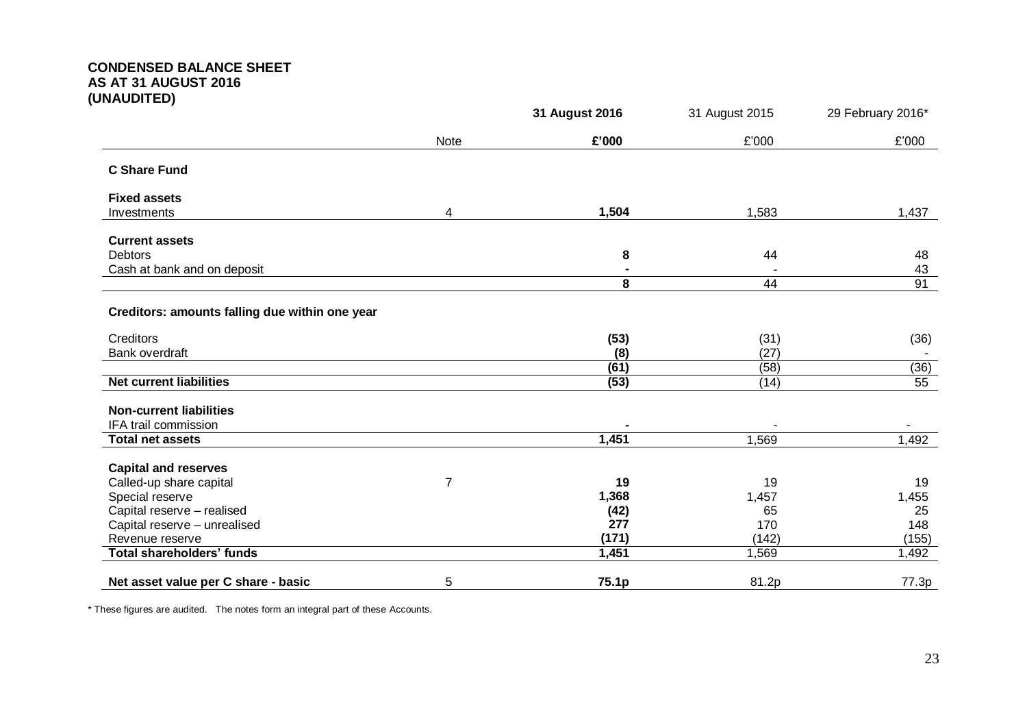**CONDENSED BALANCE SHEET**
**AS AT 31 AUGUST 2016**
**(UNAUDITED)**

| | Note | **31 August 2016** | 31 August 2015 | 29 February 2016* |
|---|---|---|---|---|
| | | **£'000** | £'000 | £'000 |
| **C Share Fund** | | | | |
| **Fixed assets** | | | | |
| Investments | 4 | **1,504** | 1,583 | 1,437 |
| **Current assets** | | | | |
| Debtors | | **8** | 44 | 48 |
| Cash at bank and on deposit | | **-** | - | 43 |
| | | **8** | 44 | 91 |
| **Creditors: amounts falling due within one year** | | | | |
| Creditors | | **(53)** | (31) | (36) |
| Bank overdraft | | **(8)** | (27) | - |
| | | **(61)** | (58) | (36) |
| **Net current liabilities** | | **(53)** | (14) | 55 |
| **Non-current liabilities** | | | | |
| IFA trail commission | | **-** | - | - |
| **Total net assets** | | **1,451** | 1,569 | 1,492 |
| **Capital and reserves** | | | | |
| Called-up share capital | 7 | **19** | 19 | 19 |
| Special reserve | | **1,368** | 1,457 | 1,455 |
| Capital reserve – realised | | **(42)** | 65 | 25 |
| Capital reserve – unrealised | | **277** | 170 | 148 |
| Revenue reserve | | **(171)** | (142) | (155) |
| **Total shareholders' funds** | | **1,451** | 1,569 | 1,492 |
| **Net asset value per C share - basic** | 5 | **75.1p** | 81.2p | 77.3p |

* These figures are audited. The notes form an integral part of these Accounts.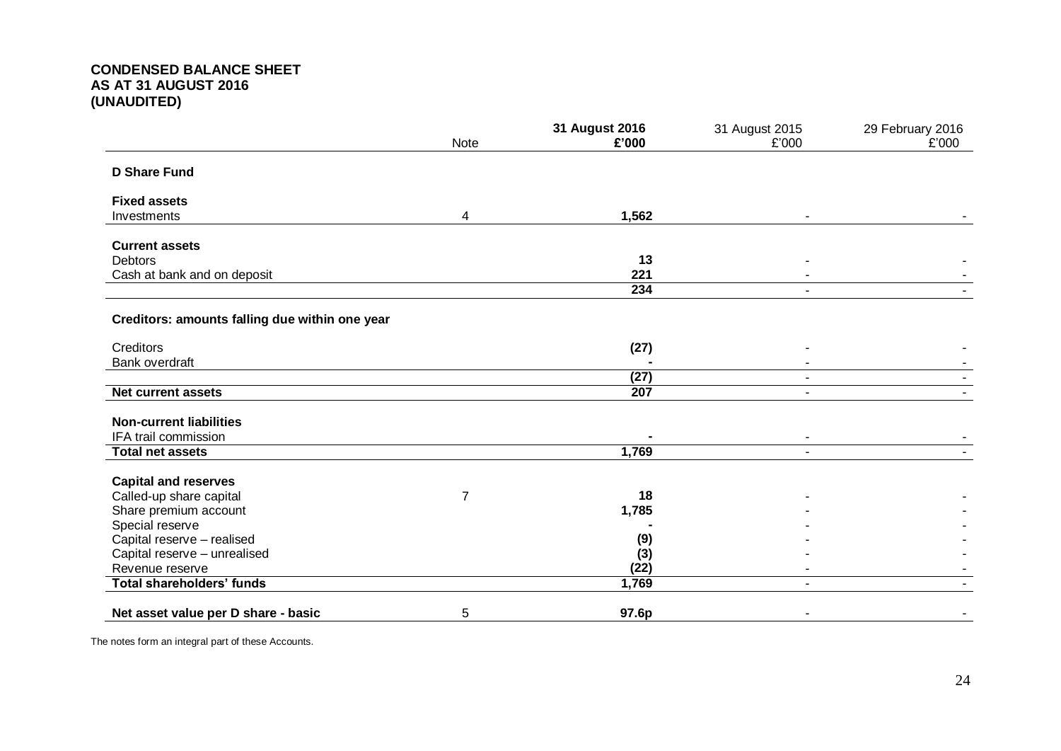**CONDENSED BALANCE SHEET**
**AS AT 31 AUGUST 2016**
**(UNAUDITED)**

| | Note | **31 August 2016 £'000** | 31 August 2015 £'000 | 29 February 2016 £'000 |
|---|---|---|---|---|
| **D Share Fund** | | | | |
| **Fixed assets** | | | | |
| Investments | 4 | **1,562** | - | - |
| **Current assets** | | | | |
| Debtors | | **13** | - | - |
| Cash at bank and on deposit | | **221** | - | - |
| | | **234** | - | - |
| **Creditors: amounts falling due within one year** | | | | |
| Creditors | | **(27)** | - | - |
| Bank overdraft | | **-** | - | - |
| | | **(27)** | - | - |
| **Net current assets** | | **207** | - | - |
| **Non-current liabilities** | | | | |
| IFA trail commission | | **-** | - | - |
| **Total net assets** | | **1,769** | - | - |
| **Capital and reserves** | | | | |
| Called-up share capital | 7 | **18** | - | - |
| Share premium account | | **1,785** | - | - |
| Special reserve | | **-** | - | - |
| Capital reserve – realised | | **(9)** | - | - |
| Capital reserve – unrealised | | **(3)** | - | - |
| Revenue reserve | | **(22)** | - | - |
| **Total shareholders' funds** | | **1,769** | - | - |
| **Net asset value per D share - basic** | 5 | **97.6p** | - | - |

The notes form an integral part of these Accounts.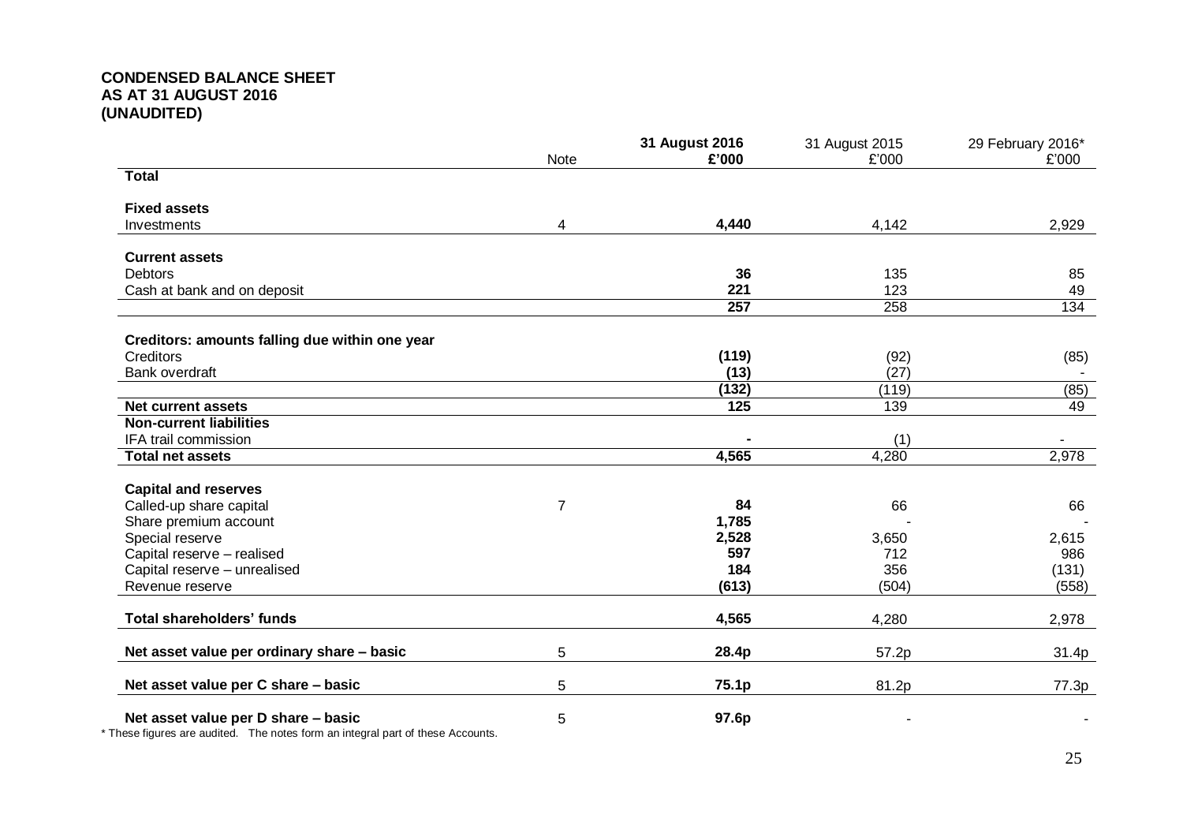**CONDENSED BALANCE SHEET**
**AS AT 31 AUGUST 2016**
**(UNAUDITED)**

| | Note | **31 August 2016 £'000** | 31 August 2015 £'000 | 29 February 2016* £'000 |
|---|---|---|---|---|
| **Total** | | | | |
| **Fixed assets** | | | | |
| Investments | 4 | **4,440** | 4,142 | 2,929 |
| **Current assets** | | | | |
| Debtors | | **36** | 135 | 85 |
| Cash at bank and on deposit | | **221** | 123 | 49 |
| | | **257** | 258 | 134 |
| **Creditors: amounts falling due within one year** | | | | |
| Creditors | | **(119)** | (92) | (85) |
| Bank overdraft | | **(13)** | (27) | - |
| | | **(132)** | (119) | (85) |
| **Net current assets** | | **125** | 139 | 49 |
| **Non-current liabilities** | | | | |
| IFA trail commission | | **-** | (1) | - |
| **Total net assets** | | **4,565** | 4,280 | 2,978 |
| **Capital and reserves** | | | | |
| Called-up share capital | 7 | **84** | 66 | 66 |
| Share premium account | | **1,785** | - | - |
| Special reserve | | **2,528** | 3,650 | 2,615 |
| Capital reserve – realised | | **597** | 712 | 986 |
| Capital reserve – unrealised | | **184** | 356 | (131) |
| Revenue reserve | | **(613)** | (504) | (558) |
| **Total shareholders' funds** | | **4,565** | 4,280 | 2,978 |
| **Net asset value per ordinary share – basic** | 5 | **28.4p** | 57.2p | 31.4p |
| **Net asset value per C share – basic** | 5 | **75.1p** | 81.2p | 77.3p |
| **Net asset value per D share – basic** | 5 | **97.6p** | - | - |

* These figures are audited. The notes form an integral part of these Accounts.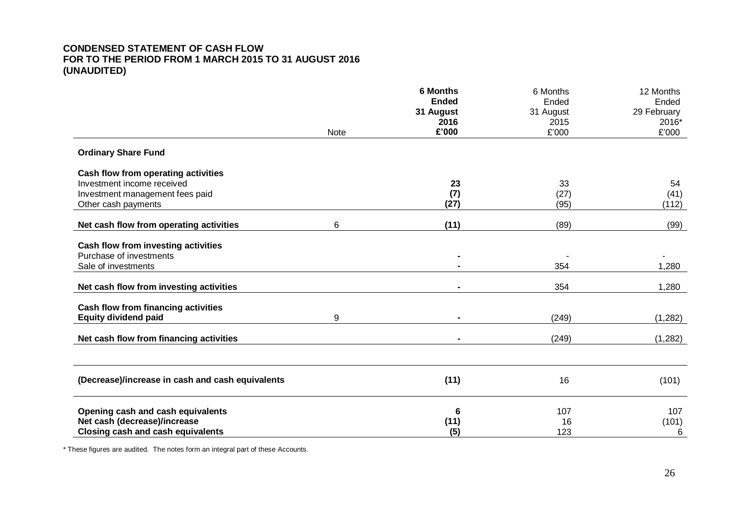**CONDENSED STATEMENT OF CASH FLOW**
**FOR TO THE PERIOD FROM 1 MARCH 2015 TO 31 AUGUST 2016**
**(UNAUDITED)**

| | Note | **6 Months Ended 31 August 2016 £'000** | 6 Months Ended 31 August 2015 £'000 | 12 Months Ended 29 February 2016* £'000 |
|---|---|---|---|---|
| **Ordinary Share Fund** | | | | |
| **Cash flow from operating activities** | | | | |
| Investment income received | | **23** | 33 | 54 |
| Investment management fees paid | | **(7)** | (27) | (41) |
| Other cash payments | | **(27)** | (95) | (112) |
| **Net cash flow from operating activities** | 6 | **(11)** | (89) | (99) |
| **Cash flow from investing activities** | | | | |
| Purchase of investments | | **-** | - | - |
| Sale of investments | | **-** | 354 | 1,280 |
| **Net cash flow from investing activities** | | **-** | 354 | 1,280 |
| **Cash flow from financing activities** | | | | |
| **Equity dividend paid** | 9 | **-** | (249) | (1,282) |
| **Net cash flow from financing activities** | | **-** | (249) | (1,282) |
| **(Decrease)/increase in cash and cash equivalents** | | **(11)** | 16 | (101) |
| **Opening cash and cash equivalents** | | **6** | 107 | 107 |
| **Net cash (decrease)/increase** | | **(11)** | 16 | (101) |
| **Closing cash and cash equivalents** | | **(5)** | 123 | 6 |

\* These figures are audited. The notes form an integral part of these Accounts.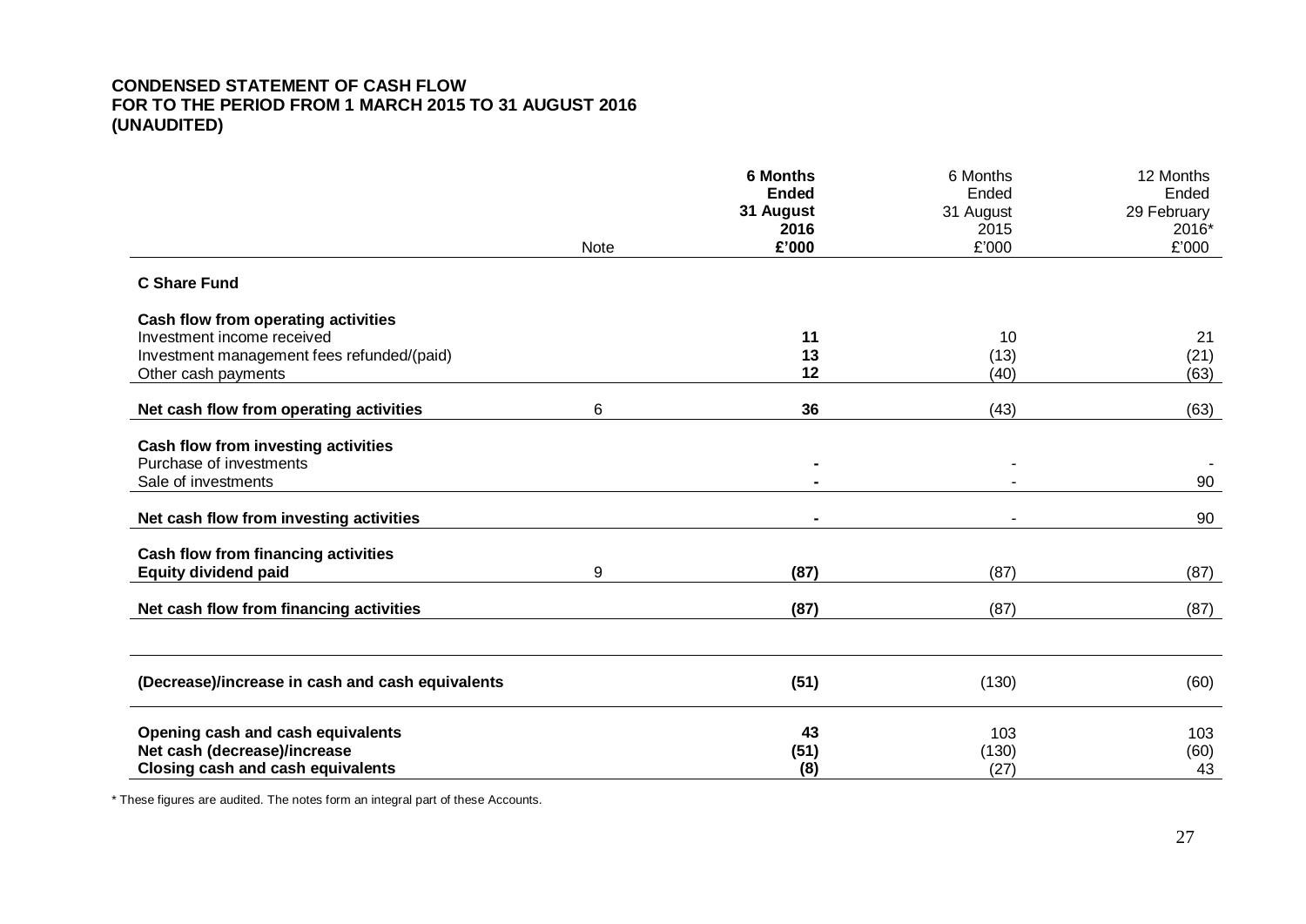**CONDENSED STATEMENT OF CASH FLOW**
**FOR TO THE PERIOD FROM 1 MARCH 2015 TO 31 AUGUST 2016**
**(UNAUDITED)**

| | Note | **6 Months Ended 31 August 2016 £'000** | 6 Months Ended 31 August 2015 £'000 | 12 Months Ended 29 February 2016* £'000 |
|---|---|---|---|---|
| **C Share Fund** | | | | |
| **Cash flow from operating activities** | | | | |
| Investment income received | | **11** | 10 | 21 |
| Investment management fees refunded/(paid) | | **13** | (13) | (21) |
| Other cash payments | | **12** | (40) | (63) |
| **Net cash flow from operating activities** | 6 | **36** | (43) | (63) |
| **Cash flow from investing activities** | | | | |
| Purchase of investments | | **-** | - | - |
| Sale of investments | | **-** | - | 90 |
| **Net cash flow from investing activities** | | **-** | - | 90 |
| **Cash flow from financing activities** | | | | |
| **Equity dividend paid** | 9 | **(87)** | (87) | (87) |
| **Net cash flow from financing activities** | | **(87)** | (87) | (87) |
| **(Decrease)/increase in cash and cash equivalents** | | **(51)** | (130) | (60) |
| **Opening cash and cash equivalents** | | **43** | 103 | 103 |
| **Net cash (decrease)/increase** | | **(51)** | (130) | (60) |
| **Closing cash and cash equivalents** | | **(8)** | (27) | 43 |

* These figures are audited. The notes form an integral part of these Accounts.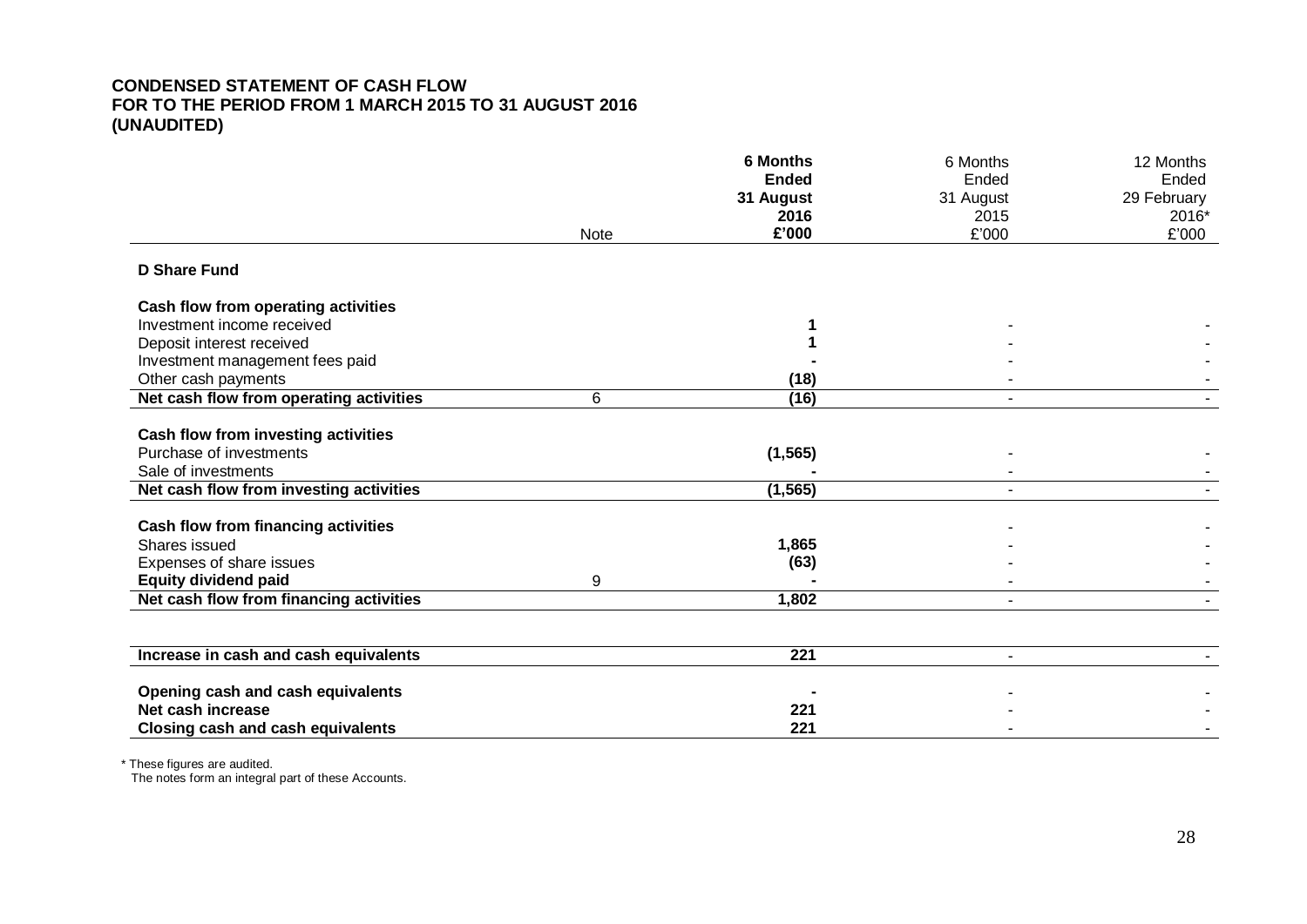**CONDENSED STATEMENT OF CASH FLOW**
**FOR TO THE PERIOD FROM 1 MARCH 2015 TO 31 AUGUST 2016**
**(UNAUDITED)**

| | Note | **6 Months Ended 31 August 2016 £'000** | 6 Months Ended 31 August 2015 £'000 | 12 Months Ended 29 February 2016* £'000 |
|---|---|---|---|---|
| **D Share Fund** | | | | |
| **Cash flow from operating activities** | | | | |
| Investment income received | | **1** | - | - |
| Deposit interest received | | **1** | - | - |
| Investment management fees paid | | **-** | - | - |
| Other cash payments | | **(18)** | - | - |
| **Net cash flow from operating activities** | 6 | **(16)** | - | - |
| **Cash flow from investing activities** | | | | |
| Purchase of investments | | **(1,565)** | - | - |
| Sale of investments | | **-** | - | - |
| **Net cash flow from investing activities** | | **(1,565)** | - | - |
| **Cash flow from financing activities** | | | - | - |
| Shares issued | | **1,865** | - | - |
| Expenses of share issues | | **(63)** | - | - |
| **Equity dividend paid** | 9 | **-** | - | - |
| **Net cash flow from financing activities** | | **1,802** | - | - |
| **Increase in cash and cash equivalents** | | **221** | - | - |
| **Opening cash and cash equivalents** | | **-** | - | - |
| **Net cash increase** | | **221** | - | - |
| **Closing cash and cash equivalents** | | **221** | - | - |

\* These figures are audited.
The notes form an integral part of these Accounts.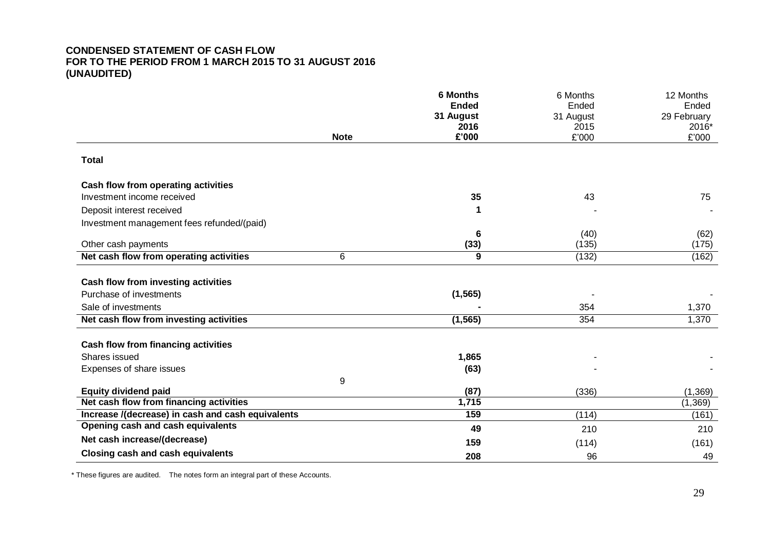**CONDENSED STATEMENT OF CASH FLOW**
**FOR TO THE PERIOD FROM 1 MARCH 2015 TO 31 AUGUST 2016**
**(UNAUDITED)**

| | **Note** | **6 Months Ended 31 August 2016 £'000** | 6 Months Ended 31 August 2015 £'000 | 12 Months Ended 29 February 2016* £'000 |
|---|---|---|---|---|
| **Total** | | | | |
| **Cash flow from operating activities** | | | | |
| Investment income received | | **35** | 43 | 75 |
| Deposit interest received | | **1** | - | - |
| Investment management fees refunded/(paid) | | **6** | (40) | (62) |
| Other cash payments | | **(33)** | (135) | (175) |
| **Net cash flow from operating activities** | 6 | **9** | (132) | (162) |
| **Cash flow from investing activities** | | | | |
| Purchase of investments | | **(1,565)** | - | - |
| Sale of investments | | **-** | 354 | 1,370 |
| **Net cash flow from investing activities** | | **(1,565)** | 354 | 1,370 |
| **Cash flow from financing activities** | | | | |
| Shares issued | | **1,865** | - | - |
| Expenses of share issues | | **(63)** | - | - |
| **Equity dividend paid** | 9 | **(87)** | (336) | (1,369) |
| **Net cash flow from financing activities** | | **1,715** | | (1,369) |
| **Increase /(decrease) in cash and cash equivalents** | | **159** | (114) | (161) |
| **Opening cash and cash equivalents** | | **49** | 210 | 210 |
| **Net cash increase/(decrease)** | | **159** | (114) | (161) |
| **Closing cash and cash equivalents** | | **208** | 96 | 49 |

\* These figures are audited. The notes form an integral part of these Accounts.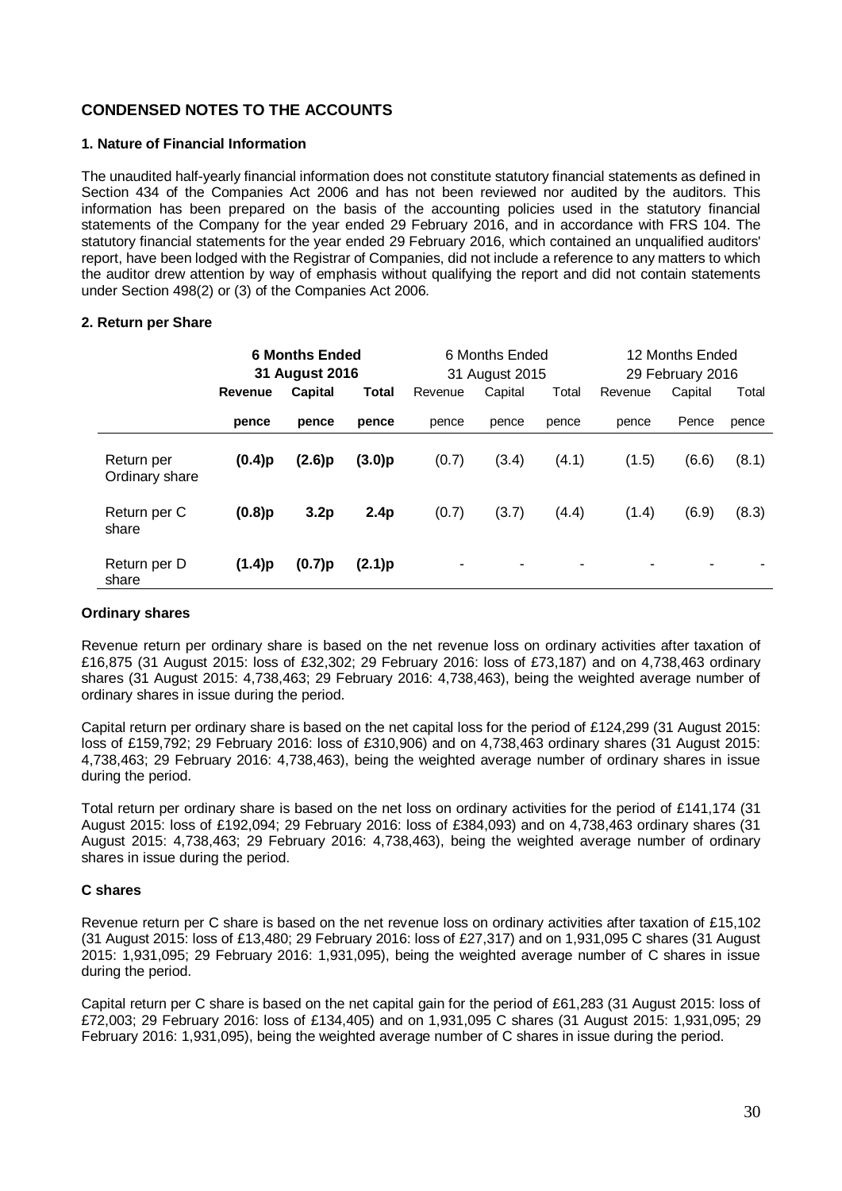## CONDENSED NOTES TO THE ACCOUNTS

### 1. Nature of Financial Information

The unaudited half-yearly financial information does not constitute statutory financial statements as defined in Section 434 of the Companies Act 2006 and has not been reviewed nor audited by the auditors. This information has been prepared on the basis of the accounting policies used in the statutory financial statements of the Company for the year ended 29 February 2016, and in accordance with FRS 104. The statutory financial statements for the year ended 29 February 2016, which contained an unqualified auditors' report, have been lodged with the Registrar of Companies, did not include a reference to any matters to which the auditor drew attention by way of emphasis without qualifying the report and did not contain statements under Section 498(2) or (3) of the Companies Act 2006.

### 2. Return per Share

| | **6 Months Ended 31 August 2016** | | | 6 Months Ended 31 August 2015 | | | 12 Months Ended 29 February 2016 | | |
|---|---|---|---|---|---|---|---|---|---|
| | **Revenue** | **Capital** | **Total** | Revenue | Capital | Total | Revenue | Capital | Total |
| | **pence** | **pence** | **pence** | pence | pence | pence | pence | Pence | pence |
| Return per Ordinary share | **(0.4)p** | **(2.6)p** | **(3.0)p** | (0.7) | (3.4) | (4.1) | (1.5) | (6.6) | (8.1) |
| Return per C share | **(0.8)p** | **3.2p** | **2.4p** | (0.7) | (3.7) | (4.4) | (1.4) | (6.9) | (8.3) |
| Return per D share | **(1.4)p** | **(0.7)p** | **(2.1)p** | - | - | - | - | - | - |

#### Ordinary shares

Revenue return per ordinary share is based on the net revenue loss on ordinary activities after taxation of £16,875 (31 August 2015: loss of £32,302; 29 February 2016: loss of £73,187) and on 4,738,463 ordinary shares (31 August 2015: 4,738,463; 29 February 2016: 4,738,463), being the weighted average number of ordinary shares in issue during the period.

Capital return per ordinary share is based on the net capital loss for the period of £124,299 (31 August 2015: loss of £159,792; 29 February 2016: loss of £310,906) and on 4,738,463 ordinary shares (31 August 2015: 4,738,463; 29 February 2016: 4,738,463), being the weighted average number of ordinary shares in issue during the period.

Total return per ordinary share is based on the net loss on ordinary activities for the period of £141,174 (31 August 2015: loss of £192,094; 29 February 2016: loss of £384,093) and on 4,738,463 ordinary shares (31 August 2015: 4,738,463; 29 February 2016: 4,738,463), being the weighted average number of ordinary shares in issue during the period.

#### C shares

Revenue return per C share is based on the net revenue loss on ordinary activities after taxation of £15,102 (31 August 2015: loss of £13,480; 29 February 2016: loss of £27,317) and on 1,931,095 C shares (31 August 2015: 1,931,095; 29 February 2016: 1,931,095), being the weighted average number of C shares in issue during the period.

Capital return per C share is based on the net capital gain for the period of £61,283 (31 August 2015: loss of £72,003; 29 February 2016: loss of £134,405) and on 1,931,095 C shares (31 August 2015: 1,931,095; 29 February 2016: 1,931,095), being the weighted average number of C shares in issue during the period.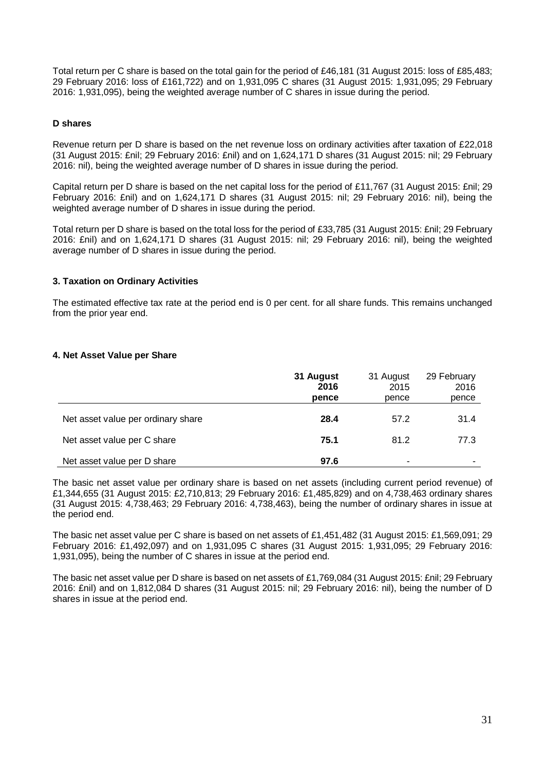Total return per C share is based on the total gain for the period of £46,181 (31 August 2015: loss of £85,483; 29 February 2016: loss of £161,722) and on 1,931,095 C shares (31 August 2015: 1,931,095; 29 February 2016: 1,931,095), being the weighted average number of C shares in issue during the period.

**D shares**

Revenue return per D share is based on the net revenue loss on ordinary activities after taxation of £22,018 (31 August 2015: £nil; 29 February 2016: £nil) and on 1,624,171 D shares (31 August 2015: nil; 29 February 2016: nil), being the weighted average number of D shares in issue during the period.

Capital return per D share is based on the net capital loss for the period of £11,767 (31 August 2015: £nil; 29 February 2016: £nil) and on 1,624,171 D shares (31 August 2015: nil; 29 February 2016: nil), being the weighted average number of D shares in issue during the period.

Total return per D share is based on the total loss for the period of £33,785 (31 August 2015: £nil; 29 February 2016: £nil) and on 1,624,171 D shares (31 August 2015: nil; 29 February 2016: nil), being the weighted average number of D shares in issue during the period.

### 3. Taxation on Ordinary Activities

The estimated effective tax rate at the period end is 0 per cent. for all share funds. This remains unchanged from the prior year end.

### 4. Net Asset Value per Share

| | **31 August 2016 pence** | 31 August 2015 pence | 29 February 2016 pence |
|---|---|---|---|
| Net asset value per ordinary share | **28.4** | 57.2 | 31.4 |
| Net asset value per C share | **75.1** | 81.2 | 77.3 |
| Net asset value per D share | **97.6** | - | - |

The basic net asset value per ordinary share is based on net assets (including current period revenue) of £1,344,655 (31 August 2015: £2,710,813; 29 February 2016: £1,485,829) and on 4,738,463 ordinary shares (31 August 2015: 4,738,463; 29 February 2016: 4,738,463), being the number of ordinary shares in issue at the period end.

The basic net asset value per C share is based on net assets of £1,451,482 (31 August 2015: £1,569,091; 29 February 2016: £1,492,097) and on 1,931,095 C shares (31 August 2015: 1,931,095; 29 February 2016: 1,931,095), being the number of C shares in issue at the period end.

The basic net asset value per D share is based on net assets of £1,769,084 (31 August 2015: £nil; 29 February 2016: £nil) and on 1,812,084 D shares (31 August 2015: nil; 29 February 2016: nil), being the number of D shares in issue at the period end.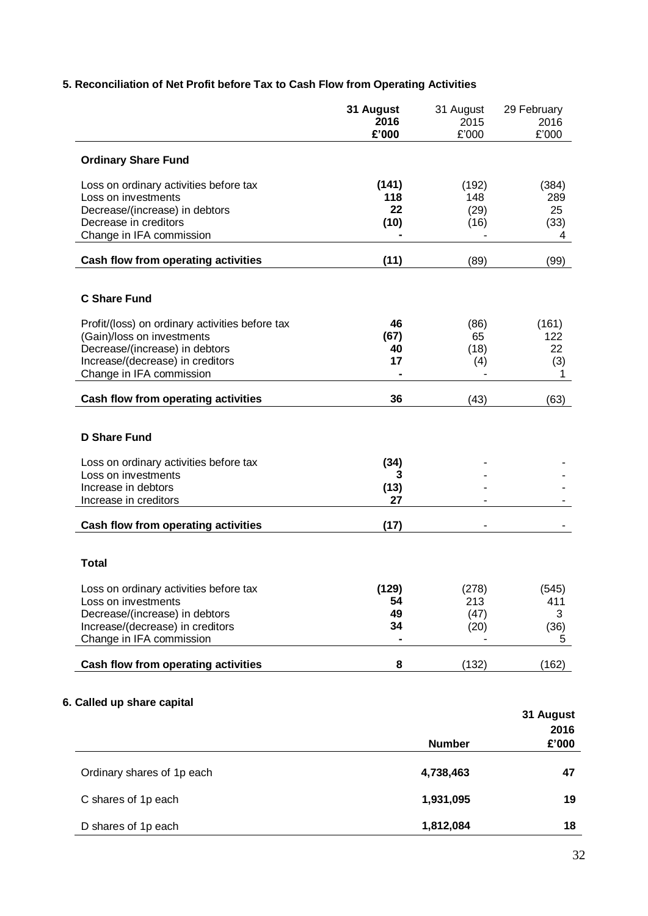### 5. Reconciliation of Net Profit before Tax to Cash Flow from Operating Activities

| | **31 August 2016 £'000** | 31 August 2015 £'000 | 29 February 2016 £'000 |
|---|---|---|---|
| **Ordinary Share Fund** | | | |
| Loss on ordinary activities before tax | **(141)** | (192) | (384) |
| Loss on investments | **118** | 148 | 289 |
| Decrease/(increase) in debtors | **22** | (29) | 25 |
| Decrease in creditors | **(10)** | (16) | (33) |
| Change in IFA commission | **-** | - | 4 |
| **Cash flow from operating activities** | **(11)** | (89) | (99) |
| **C Share Fund** | | | |
| Profit/(loss) on ordinary activities before tax | **46** | (86) | (161) |
| (Gain)/loss on investments | **(67)** | 65 | 122 |
| Decrease/(increase) in debtors | **40** | (18) | 22 |
| Increase/(decrease) in creditors | **17** | (4) | (3) |
| Change in IFA commission | **-** | - | 1 |
| **Cash flow from operating activities** | **36** | (43) | (63) |
| **D Share Fund** | | | |
| Loss on ordinary activities before tax | **(34)** | - | - |
| Loss on investments | **3** | - | - |
| Increase in debtors | **(13)** | - | - |
| Increase in creditors | **27** | - | - |
| **Cash flow from operating activities** | **(17)** | - | - |
| **Total** | | | |
| Loss on ordinary activities before tax | **(129)** | (278) | (545) |
| Loss on investments | **54** | 213 | 411 |
| Decrease/(increase) in debtors | **49** | (47) | 3 |
| Increase/(decrease) in creditors | **34** | (20) | (36) |
| Change in IFA commission | **-** | - | 5 |
| **Cash flow from operating activities** | **8** | (132) | (162) |

### 6. Called up share capital

| | **Number** | **31 August 2016 £'000** |
|---|---|---|
| Ordinary shares of 1p each | **4,738,463** | **47** |
| C shares of 1p each | **1,931,095** | **19** |
| D shares of 1p each | **1,812,084** | **18** |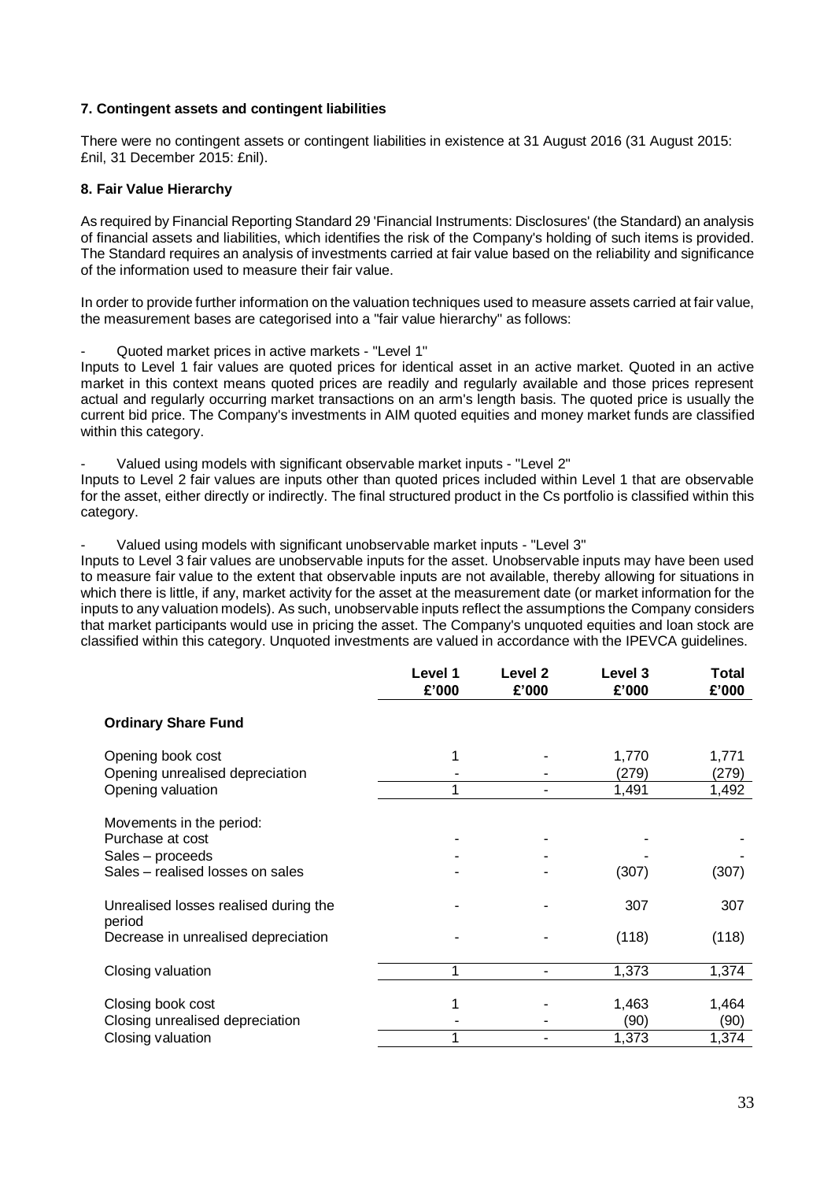**7. Contingent assets and contingent liabilities**

There were no contingent assets or contingent liabilities in existence at 31 August 2016 (31 August 2015: £nil, 31 December 2015: £nil).

**8. Fair Value Hierarchy**

As required by Financial Reporting Standard 29 'Financial Instruments: Disclosures' (the Standard) an analysis of financial assets and liabilities, which identifies the risk of the Company's holding of such items is provided. The Standard requires an analysis of investments carried at fair value based on the reliability and significance of the information used to measure their fair value.

In order to provide further information on the valuation techniques used to measure assets carried at fair value, the measurement bases are categorised into a "fair value hierarchy" as follows:

- Quoted market prices in active markets - "Level 1"

Inputs to Level 1 fair values are quoted prices for identical asset in an active market. Quoted in an active market in this context means quoted prices are readily and regularly available and those prices represent actual and regularly occurring market transactions on an arm's length basis. The quoted price is usually the current bid price. The Company's investments in AIM quoted equities and money market funds are classified within this category.

- Valued using models with significant observable market inputs - "Level 2"

Inputs to Level 2 fair values are inputs other than quoted prices included within Level 1 that are observable for the asset, either directly or indirectly. The final structured product in the Cs portfolio is classified within this category.

- Valued using models with significant unobservable market inputs - "Level 3"

Inputs to Level 3 fair values are unobservable inputs for the asset. Unobservable inputs may have been used to measure fair value to the extent that observable inputs are not available, thereby allowing for situations in which there is little, if any, market activity for the asset at the measurement date (or market information for the inputs to any valuation models). As such, unobservable inputs reflect the assumptions the Company considers that market participants would use in pricing the asset. The Company's unquoted equities and loan stock are classified within this category. Unquoted investments are valued in accordance with the IPEVCA guidelines.

| | Level 1 £'000 | Level 2 £'000 | Level 3 £'000 | Total £'000 |
|---|---|---|---|---|
| **Ordinary Share Fund** | | | | |
| Opening book cost | 1 | - | 1,770 | 1,771 |
| Opening unrealised depreciation | - | - | (279) | (279) |
| Opening valuation | 1 | - | 1,491 | 1,492 |
| Movements in the period: | | | | |
| Purchase at cost | - | - | - | - |
| Sales – proceeds | - | - | - | - |
| Sales – realised losses on sales | - | - | (307) | (307) |
| Unrealised losses realised during the period | - | - | 307 | 307 |
| Decrease in unrealised depreciation | - | - | (118) | (118) |
| Closing valuation | 1 | - | 1,373 | 1,374 |
| Closing book cost | 1 | - | 1,463 | 1,464 |
| Closing unrealised depreciation | - | - | (90) | (90) |
| Closing valuation | 1 | - | 1,373 | 1,374 |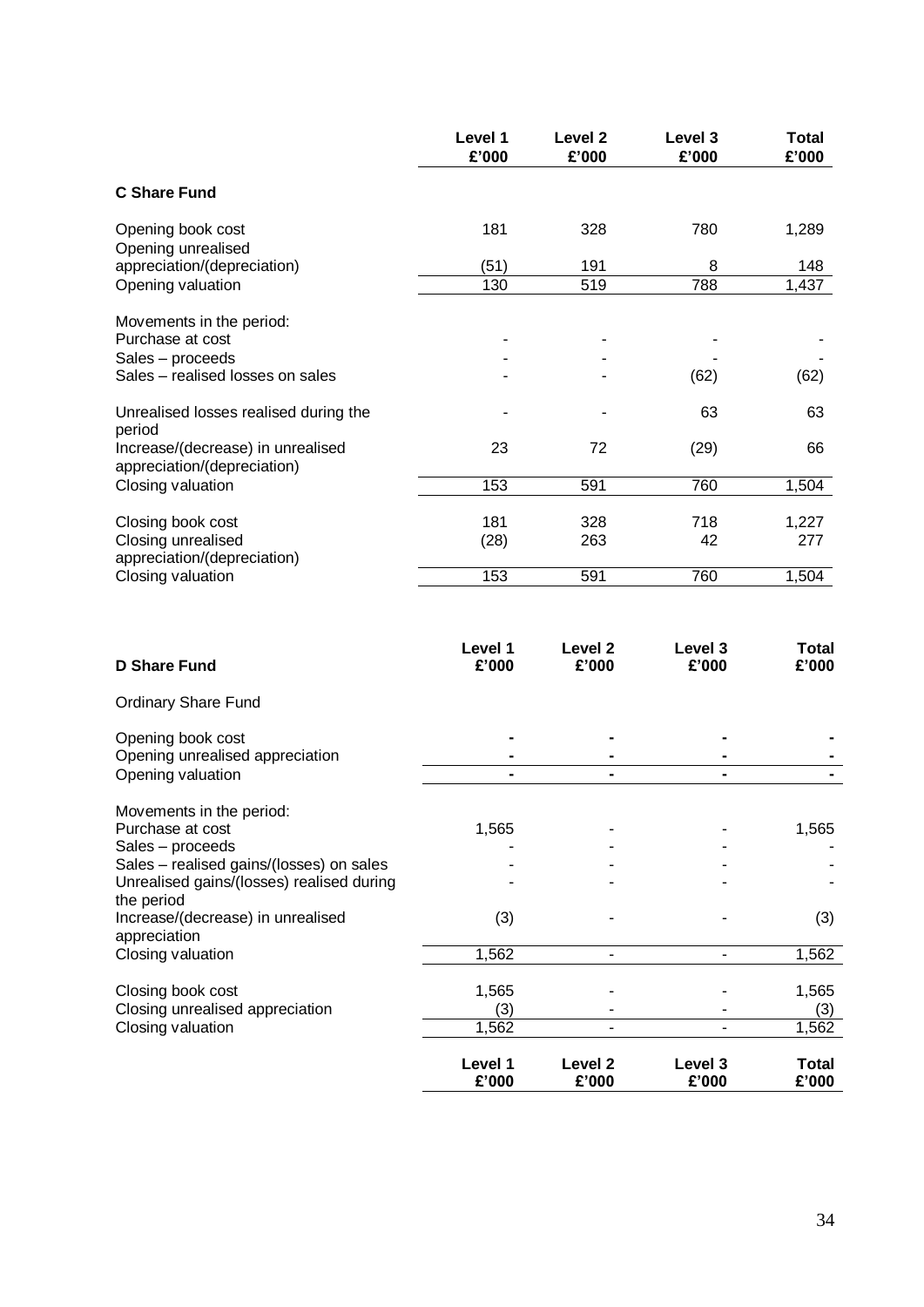| | Level 1 £'000 | Level 2 £'000 | Level 3 £'000 | Total £'000 |
|---|---|---|---|---|
| **C Share Fund** | | | | |
| Opening book cost | 181 | 328 | 780 | 1,289 |
| Opening unrealised appreciation/(depreciation) | (51) | 191 | 8 | 148 |
| Opening valuation | 130 | 519 | 788 | 1,437 |
| Movements in the period: | | | | |
| Purchase at cost | - | - | - | - |
| Sales – proceeds | - | - | - | - |
| Sales – realised losses on sales | - | - | (62) | (62) |
| Unrealised losses realised during the period | - | - | 63 | 63 |
| Increase/(decrease) in unrealised appreciation/(depreciation) | 23 | 72 | (29) | 66 |
| Closing valuation | 153 | 591 | 760 | 1,504 |
| Closing book cost | 181 | 328 | 718 | 1,227 |
| Closing unrealised appreciation/(depreciation) | (28) | 263 | 42 | 277 |
| Closing valuation | 153 | 591 | 760 | 1,504 |

| **D Share Fund** | Level 1 £'000 | Level 2 £'000 | Level 3 £'000 | Total £'000 |
|---|---|---|---|---|
| Ordinary Share Fund | | | | |
| Opening book cost | - | - | - | - |
| Opening unrealised appreciation | - | - | - | - |
| Opening valuation | - | - | - | - |
| Movements in the period: | | | | |
| Purchase at cost | 1,565 | - | - | 1,565 |
| Sales – proceeds | - | - | - | - |
| Sales – realised gains/(losses) on sales | - | - | - | - |
| Unrealised gains/(losses) realised during the period | - | - | - | - |
| Increase/(decrease) in unrealised appreciation | (3) | - | - | (3) |
| Closing valuation | 1,562 | - | - | 1,562 |
| Closing book cost | 1,565 | - | - | 1,565 |
| Closing unrealised appreciation | (3) | - | - | (3) |
| Closing valuation | 1,562 | - | - | 1,562 |
| | **Level 1 £'000** | **Level 2 £'000** | **Level 3 £'000** | **Total £'000** |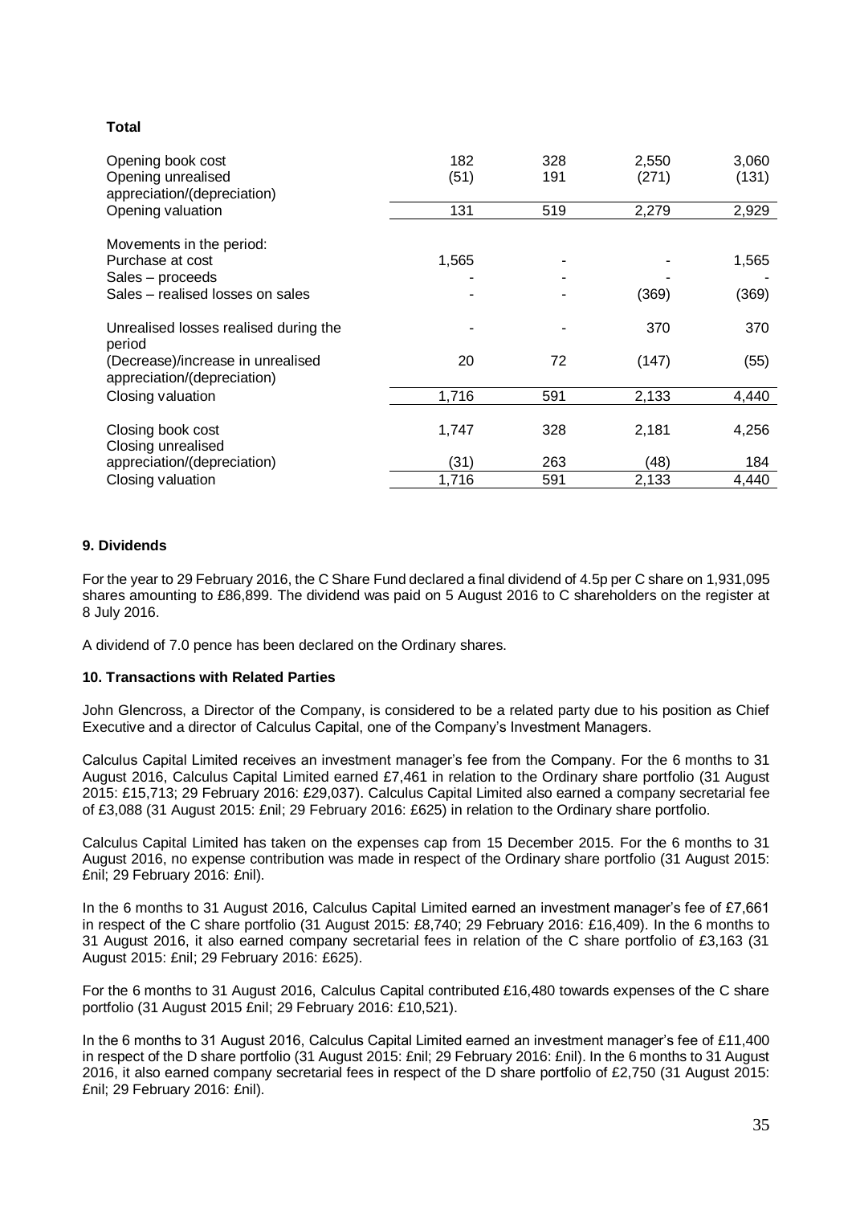**Total**

| | | | | |
|---|---|---|---|---|
| Opening book cost | 182 | 328 | 2,550 | 3,060 |
| Opening unrealised appreciation/(depreciation) | (51) | 191 | (271) | (131) |
| Opening valuation | 131 | 519 | 2,279 | 2,929 |
| | | | | |
| Movements in the period: | | | | |
| Purchase at cost | 1,565 | - | - | 1,565 |
| Sales – proceeds | - | - | - | - |
| Sales – realised losses on sales | - | - | (369) | (369) |
| | | | | |
| Unrealised losses realised during the period | - | - | 370 | 370 |
| (Decrease)/increase in unrealised appreciation/(depreciation) | 20 | 72 | (147) | (55) |
| Closing valuation | 1,716 | 591 | 2,133 | 4,440 |
| | | | | |
| Closing book cost | 1,747 | 328 | 2,181 | 4,256 |
| Closing unrealised appreciation/(depreciation) | (31) | 263 | (48) | 184 |
| Closing valuation | 1,716 | 591 | 2,133 | 4,440 |

**9. Dividends**

For the year to 29 February 2016, the C Share Fund declared a final dividend of 4.5p per C share on 1,931,095 shares amounting to £86,899. The dividend was paid on 5 August 2016 to C shareholders on the register at 8 July 2016.

A dividend of 7.0 pence has been declared on the Ordinary shares.

**10. Transactions with Related Parties**

John Glencross, a Director of the Company, is considered to be a related party due to his position as Chief Executive and a director of Calculus Capital, one of the Company's Investment Managers.

Calculus Capital Limited receives an investment manager's fee from the Company. For the 6 months to 31 August 2016, Calculus Capital Limited earned £7,461 in relation to the Ordinary share portfolio (31 August 2015: £15,713; 29 February 2016: £29,037). Calculus Capital Limited also earned a company secretarial fee of £3,088 (31 August 2015: £nil; 29 February 2016: £625) in relation to the Ordinary share portfolio.

Calculus Capital Limited has taken on the expenses cap from 15 December 2015. For the 6 months to 31 August 2016, no expense contribution was made in respect of the Ordinary share portfolio (31 August 2015: £nil; 29 February 2016: £nil).

In the 6 months to 31 August 2016, Calculus Capital Limited earned an investment manager's fee of £7,661 in respect of the C share portfolio (31 August 2015: £8,740; 29 February 2016: £16,409). In the 6 months to 31 August 2016, it also earned company secretarial fees in relation of the C share portfolio of £3,163 (31 August 2015: £nil; 29 February 2016: £625).

For the 6 months to 31 August 2016, Calculus Capital contributed £16,480 towards expenses of the C share portfolio (31 August 2015 £nil; 29 February 2016: £10,521).

In the 6 months to 31 August 2016, Calculus Capital Limited earned an investment manager's fee of £11,400 in respect of the D share portfolio (31 August 2015: £nil; 29 February 2016: £nil). In the 6 months to 31 August 2016, it also earned company secretarial fees in respect of the D share portfolio of £2,750 (31 August 2015: £nil; 29 February 2016: £nil).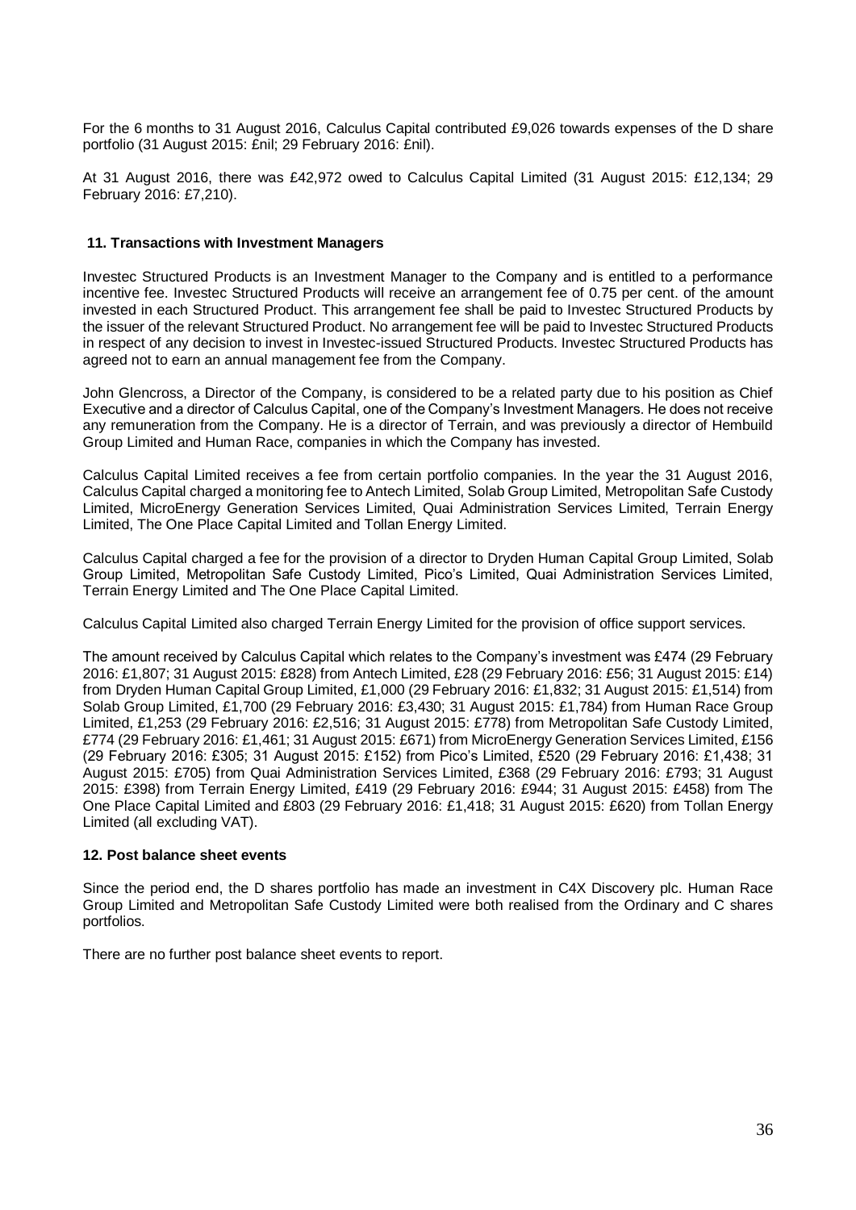For the 6 months to 31 August 2016, Calculus Capital contributed £9,026 towards expenses of the D share portfolio (31 August 2015: £nil; 29 February 2016: £nil).

At 31 August 2016, there was £42,972 owed to Calculus Capital Limited (31 August 2015: £12,134; 29 February 2016: £7,210).

**11. Transactions with Investment Managers**

Investec Structured Products is an Investment Manager to the Company and is entitled to a performance incentive fee. Investec Structured Products will receive an arrangement fee of 0.75 per cent. of the amount invested in each Structured Product. This arrangement fee shall be paid to Investec Structured Products by the issuer of the relevant Structured Product. No arrangement fee will be paid to Investec Structured Products in respect of any decision to invest in Investec-issued Structured Products. Investec Structured Products has agreed not to earn an annual management fee from the Company.

John Glencross, a Director of the Company, is considered to be a related party due to his position as Chief Executive and a director of Calculus Capital, one of the Company's Investment Managers. He does not receive any remuneration from the Company. He is a director of Terrain, and was previously a director of Hembuild Group Limited and Human Race, companies in which the Company has invested.

Calculus Capital Limited receives a fee from certain portfolio companies. In the year the 31 August 2016, Calculus Capital charged a monitoring fee to Antech Limited, Solab Group Limited, Metropolitan Safe Custody Limited, MicroEnergy Generation Services Limited, Quai Administration Services Limited, Terrain Energy Limited, The One Place Capital Limited and Tollan Energy Limited.

Calculus Capital charged a fee for the provision of a director to Dryden Human Capital Group Limited, Solab Group Limited, Metropolitan Safe Custody Limited, Pico's Limited, Quai Administration Services Limited, Terrain Energy Limited and The One Place Capital Limited.

Calculus Capital Limited also charged Terrain Energy Limited for the provision of office support services.

The amount received by Calculus Capital which relates to the Company's investment was £474 (29 February 2016: £1,807; 31 August 2015: £828) from Antech Limited, £28 (29 February 2016: £56; 31 August 2015: £14) from Dryden Human Capital Group Limited, £1,000 (29 February 2016: £1,832; 31 August 2015: £1,514) from Solab Group Limited, £1,700 (29 February 2016: £3,430; 31 August 2015: £1,784) from Human Race Group Limited, £1,253 (29 February 2016: £2,516; 31 August 2015: £778) from Metropolitan Safe Custody Limited, £774 (29 February 2016: £1,461; 31 August 2015: £671) from MicroEnergy Generation Services Limited, £156 (29 February 2016: £305; 31 August 2015: £152) from Pico's Limited, £520 (29 February 2016: £1,438; 31 August 2015: £705) from Quai Administration Services Limited, £368 (29 February 2016: £793; 31 August 2015: £398) from Terrain Energy Limited, £419 (29 February 2016: £944; 31 August 2015: £458) from The One Place Capital Limited and £803 (29 February 2016: £1,418; 31 August 2015: £620) from Tollan Energy Limited (all excluding VAT).

**12. Post balance sheet events**

Since the period end, the D shares portfolio has made an investment in C4X Discovery plc. Human Race Group Limited and Metropolitan Safe Custody Limited were both realised from the Ordinary and C shares portfolios.

There are no further post balance sheet events to report.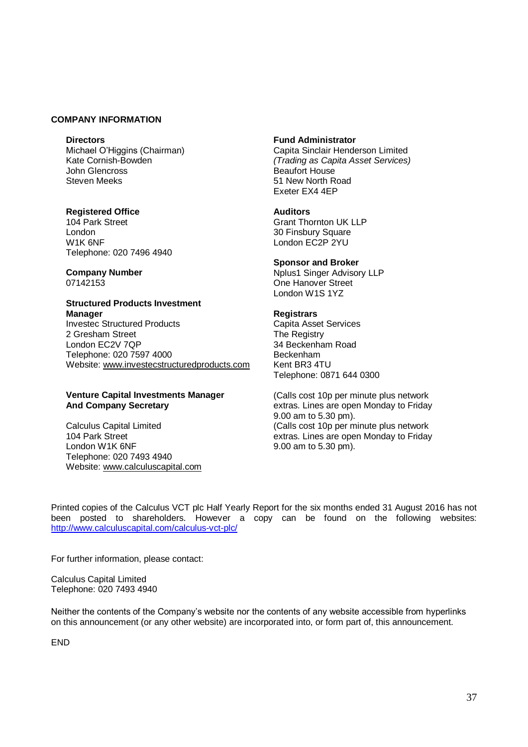**COMPANY INFORMATION**

**Directors**
Michael O'Higgins (Chairman)
Kate Cornish-Bowden
John Glencross
Steven Meeks

**Registered Office**
104 Park Street
London
W1K 6NF
Telephone: 020 7496 4940

**Company Number**
07142153

**Structured Products Investment Manager**
Investec Structured Products
2 Gresham Street
London EC2V 7QP
Telephone: 020 7597 4000
Website: www.investecstructuredproducts.com

**Venture Capital Investments Manager And Company Secretary**

Calculus Capital Limited
104 Park Street
London W1K 6NF
Telephone: 020 7493 4940
Website: www.calculuscapital.com

**Fund Administrator**
Capita Sinclair Henderson Limited
*(Trading as Capita Asset Services)*
Beaufort House
51 New North Road
Exeter EX4 4EP

**Auditors**
Grant Thornton UK LLP
30 Finsbury Square
London EC2P 2YU

**Sponsor and Broker**
Nplus1 Singer Advisory LLP
One Hanover Street
London W1S 1YZ

**Registrars**
Capita Asset Services
The Registry
34 Beckenham Road
Beckenham
Kent BR3 4TU
Telephone: 0871 644 0300

(Calls cost 10p per minute plus network extras. Lines are open Monday to Friday 9.00 am to 5.30 pm).
(Calls cost 10p per minute plus network extras. Lines are open Monday to Friday 9.00 am to 5.30 pm).

Printed copies of the Calculus VCT plc Half Yearly Report for the six months ended 31 August 2016 has not been posted to shareholders. However a copy can be found on the following websites: http://www.calculuscapital.com/calculus-vct-plc/

For further information, please contact:

Calculus Capital Limited
Telephone: 020 7493 4940

Neither the contents of the Company's website nor the contents of any website accessible from hyperlinks on this announcement (or any other website) are incorporated into, or form part of, this announcement.

END